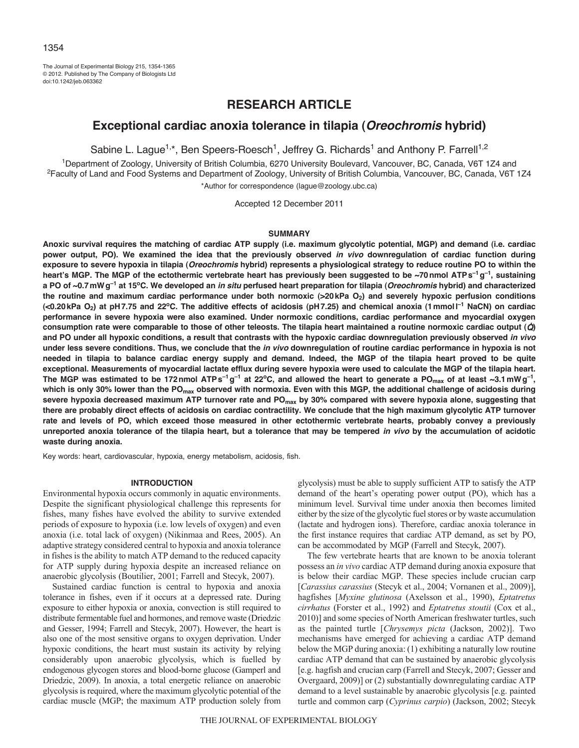# RESEARCH ARTICLE

# Exceptional cardiac anoxia tolerance in tilapia (*Oreochromis* hybrid)

Sabine L. Lague[1,*], Ben Speers-Roesch[1], Jeffrey G. Richards[1] and Anthony P. Farrell[1,2]

[1]Department of Zoology, University of British Columbia, 6270 University Boulevard, Vancouver, BC, Canada, V6T 1Z4 and
[2]Faculty of Land and Food Systems and Department of Zoology, University of British Columbia, Vancouver, BC, Canada, V6T 1Z4

*Author for correspondence (lague@zoology.ubc.ca)

Accepted 12 December 2011

## SUMMARY

**Anoxic survival requires the matching of cardiac ATP supply (i.e. maximum glycolytic potential, MGP) and demand (i.e. cardiac power output, PO). We examined the idea that the previously observed *in vivo* downregulation of cardiac function during exposure to severe hypoxia in tilapia (*Oreochromis* hybrid) represents a physiological strategy to reduce routine PO to within the heart's MGP. The MGP of the ectothermic vertebrate heart has previously been suggested to be ~70 nmol ATP $s^{-1}$ $g^{-1}$, sustaining a PO of ~0.7 mW $g^{-1}$ at 15°C. We developed an *in situ* perfused heart preparation for tilapia (*Oreochromis* hybrid) and characterized the routine and maximum cardiac performance under both normoxic (>20 kPa $O_2$) and severely hypoxic perfusion conditions (<0.20 kPa $O_2$) at pH 7.75 and 22°C. The additive effects of acidosis (pH 7.25) and chemical anoxia (1 mmol $l^{-1}$ NaCN) on cardiac performance in severe hypoxia were also examined. Under normoxic conditions, cardiac performance and myocardial oxygen consumption rate were comparable to those of other teleosts. The tilapia heart maintained a routine normoxic cardiac output ($\dot{Q}$) and PO under all hypoxic conditions, a result that contrasts with the hypoxic cardiac downregulation previously observed *in vivo* under less severe conditions. Thus, we conclude that the *in vivo* downregulation of routine cardiac performance in hypoxia is not needed in tilapia to balance cardiac energy supply and demand. Indeed, the MGP of the tilapia heart proved to be quite exceptional. Measurements of myocardial lactate efflux during severe hypoxia were used to calculate the MGP of the tilapia heart. The MGP was estimated to be 172 nmol ATP $s^{-1}$ $g^{-1}$ at 22°C, and allowed the heart to generate a $PO_{max}$ of at least ~3.1 mW $g^{-1}$, which is only 30% lower than the $PO_{max}$ observed with normoxia. Even with this MGP, the additional challenge of acidosis during severe hypoxia decreased maximum ATP turnover rate and $PO_{max}$ by 30% compared with severe hypoxia alone, suggesting that there are probably direct effects of acidosis on cardiac contractility. We conclude that the high maximum glycolytic ATP turnover rate and levels of PO, which exceed those measured in other ectothermic vertebrate hearts, probably convey a previously unreported anoxia tolerance of the tilapia heart, but a tolerance that may be tempered *in vivo* by the accumulation of acidotic waste during anoxia.**

Key words: heart, cardiovascular, hypoxia, energy metabolism, acidosis, fish.

## INTRODUCTION

Environmental hypoxia occurs commonly in aquatic environments. Despite the significant physiological challenge this represents for fishes, many fishes have evolved the ability to survive extended periods of exposure to hypoxia (i.e. low levels of oxygen) and even anoxia (i.e. total lack of oxygen) (Nikinmaa and Rees, 2005). An adaptive strategy considered central to hypoxia and anoxia tolerance in fishes is the ability to match ATP demand to the reduced capacity for ATP supply during hypoxia despite an increased reliance on anaerobic glycolysis (Boutilier, 2001; Farrell and Stecyk, 2007).

Sustained cardiac function is central to hypoxia and anoxia tolerance in fishes, even if it occurs at a depressed rate. During exposure to either hypoxia or anoxia, convection is still required to distribute fermentable fuel and hormones, and remove waste (Driedzic and Gesser, 1994; Farrell and Stecyk, 2007). However, the heart is also one of the most sensitive organs to oxygen deprivation. Under hypoxic conditions, the heart must sustain its activity by relying considerably upon anaerobic glycolysis, which is fuelled by endogenous glycogen stores and blood-borne glucose (Gamperl and Driedzic, 2009). In anoxia, a total energetic reliance on anaerobic glycolysis is required, where the maximum glycolytic potential of the cardiac muscle (MGP; the maximum ATP production solely from glycolysis) must be able to supply sufficient ATP to satisfy the ATP demand of the heart's operating power output (PO), which has a minimum level. Survival time under anoxia then becomes limited either by the size of the glycolytic fuel stores or by waste accumulation (lactate and hydrogen ions). Therefore, cardiac anoxia tolerance in the first instance requires that cardiac ATP demand, as set by PO, can be accommodated by MGP (Farrell and Stecyk, 2007).

The few vertebrate hearts that are known to be anoxia tolerant possess an *in vivo* cardiac ATP demand during anoxia exposure that is below their cardiac MGP. These species include crucian carp [*Carassius carassius* (Stecyk et al., 2004; Vornanen et al., 2009)], hagfishes [*Myxine glutinosa* (Axelsson et al., 1990), *Eptatretus cirrhatus* (Forster et al., 1992) and *Eptatretus stoutii* (Cox et al., 2010)] and some species of North American freshwater turtles, such as the painted turtle [*Chrysemys picta* (Jackson, 2002)]. Two mechanisms have emerged for achieving a cardiac ATP demand below the MGP during anoxia: (1) exhibiting a naturally low routine cardiac ATP demand that can be sustained by anaerobic glycolysis [e.g. hagfish and crucian carp (Farrell and Stecyk, 2007; Gesser and Overgaard, 2009)] or (2) substantially downregulating cardiac ATP demand to a level sustainable by anaerobic glycolysis [e.g. painted turtle and common carp (*Cyprinus carpio*) (Jackson, 2002; Stecyk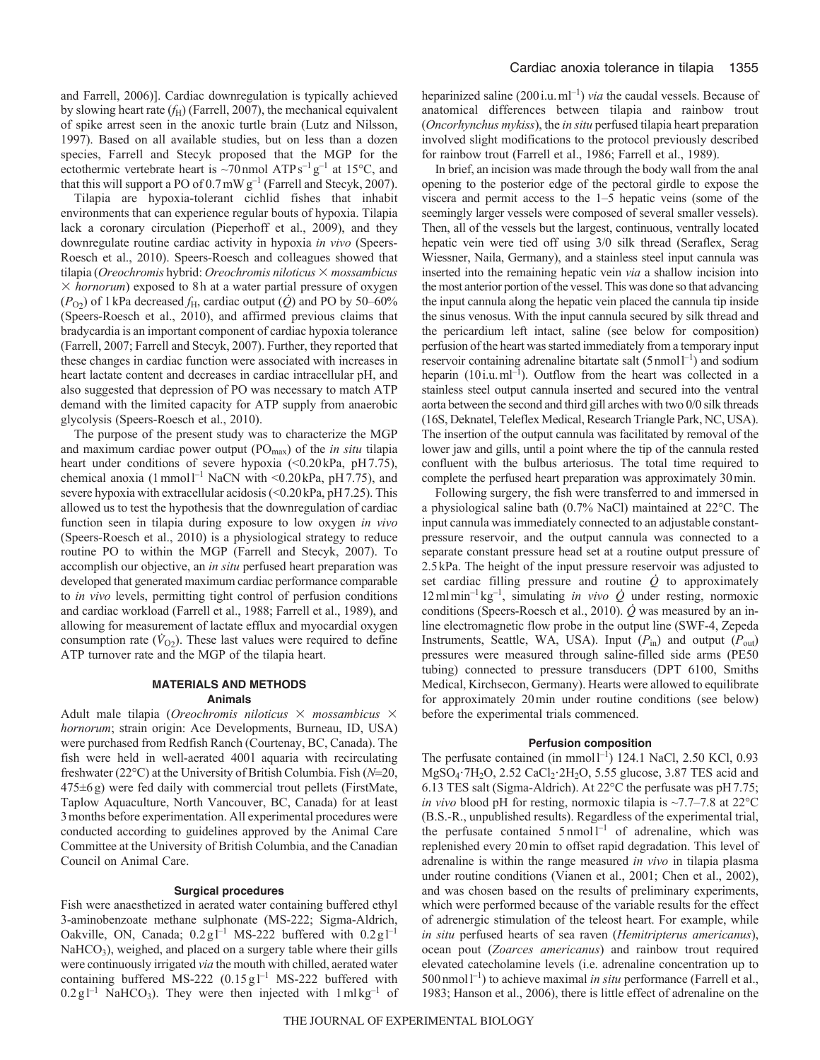and Farrell, 2006)]. Cardiac downregulation is typically achieved by slowing heart rate ($f_H$) (Farrell, 2007), the mechanical equivalent of spike arrest seen in the anoxic turtle brain (Lutz and Nilsson, 1997). Based on all available studies, but on less than a dozen species, Farrell and Stecyk proposed that the MGP for the ectothermic vertebrate heart is ~70 nmol ATP $s^{-1}$ $g^{-1}$ at 15°C, and that this will support a PO of 0.7 mW $g^{-1}$ (Farrell and Stecyk, 2007).

Tilapia are hypoxia-tolerant cichlid fishes that inhabit environments that can experience regular bouts of hypoxia. Tilapia lack a coronary circulation (Pieperhoff et al., 2009), and they downregulate routine cardiac activity in hypoxia *in vivo* (Speers-Roesch et al., 2010). Speers-Roesch and colleagues showed that tilapia (*Oreochromis* hybrid: *Oreochromis niloticus* × *mossambicus* × *hornorum*) exposed to 8 h at a water partial pressure of oxygen ($P_{O_2}$) of 1 kPa decreased $f_H$, cardiac output ($\dot{Q}$) and PO by 50–60% (Speers-Roesch et al., 2010), and affirmed previous claims that bradycardia is an important component of cardiac hypoxia tolerance (Farrell, 2007; Farrell and Stecyk, 2007). Further, they reported that these changes in cardiac function were associated with increases in heart lactate content and decreases in cardiac intracellular pH, and also suggested that depression of PO was necessary to match ATP demand with the limited capacity for ATP supply from anaerobic glycolysis (Speers-Roesch et al., 2010).

The purpose of the present study was to characterize the MGP and maximum cardiac power output ($PO_{max}$) of the *in situ* tilapia heart under conditions of severe hypoxia (<0.20 kPa, pH 7.75), chemical anoxia (1 mmol $l^{-1}$ NaCN with <0.20 kPa, pH 7.75), and severe hypoxia with extracellular acidosis (<0.20 kPa, pH 7.25). This allowed us to test the hypothesis that the downregulation of cardiac function seen in tilapia during exposure to low oxygen *in vivo* (Speers-Roesch et al., 2010) is a physiological strategy to reduce routine PO to within the MGP (Farrell and Stecyk, 2007). To accomplish our objective, an *in situ* perfused heart preparation was developed that generated maximum cardiac performance comparable to *in vivo* levels, permitting tight control of perfusion conditions and cardiac workload (Farrell et al., 1988; Farrell et al., 1989), and allowing for measurement of lactate efflux and myocardial oxygen consumption rate ($\dot{V}_{O_2}$). These last values were required to define ATP turnover rate and the MGP of the tilapia heart.

## MATERIALS AND METHODS

### Animals

Adult male tilapia (*Oreochromis niloticus* × *mossambicus* × *hornorum*; strain origin: Ace Developments, Burneau, ID, USA) were purchased from Redfish Ranch (Courtenay, BC, Canada). The fish were held in well-aerated 400 l aquaria with recirculating freshwater (22°C) at the University of British Columbia. Fish ($N$=20, 475±6 g) were fed daily with commercial trout pellets (FirstMate, Taplow Aquaculture, North Vancouver, BC, Canada) for at least 3 months before experimentation. All experimental procedures were conducted according to guidelines approved by the Animal Care Committee at the University of British Columbia, and the Canadian Council on Animal Care.

### Surgical procedures

Fish were anaesthetized in aerated water containing buffered ethyl 3-aminobenzoate methane sulphonate (MS-222; Sigma-Aldrich, Oakville, ON, Canada; 0.2 g $l^{-1}$ MS-222 buffered with 0.2 g $l^{-1}$ $NaHCO_3$), weighed, and placed on a surgery table where their gills were continuously irrigated *via* the mouth with chilled, aerated water containing buffered MS-222 (0.15 g $l^{-1}$ MS-222 buffered with 0.2 g $l^{-1}$ $NaHCO_3$). They were then injected with 1 ml $kg^{-1}$ of heparinized saline (200 i.u. $ml^{-1}$) *via* the caudal vessels. Because of anatomical differences between tilapia and rainbow trout (*Oncorhynchus mykiss*), the *in situ* perfused tilapia heart preparation involved slight modifications to the protocol previously described for rainbow trout (Farrell et al., 1986; Farrell et al., 1989).

In brief, an incision was made through the body wall from the anal opening to the posterior edge of the pectoral girdle to expose the viscera and permit access to the 1–5 hepatic veins (some of the seemingly larger vessels were composed of several smaller vessels). Then, all of the vessels but the largest, continuous, ventrally located hepatic vein were tied off using 3/0 silk thread (Seraflex, Serag Wiessner, Naila, Germany), and a stainless steel input cannula was inserted into the remaining hepatic vein *via* a shallow incision into the most anterior portion of the vessel. This was done so that advancing the input cannula along the hepatic vein placed the cannula tip inside the sinus venosus. With the input cannula secured by silk thread and the pericardium left intact, saline (see below for composition) perfusion of the heart was started immediately from a temporary input reservoir containing adrenaline bitartate salt (5 nmol $l^{-1}$) and sodium heparin (10 i.u. $ml^{-1}$). Outflow from the heart was collected in a stainless steel output cannula inserted and secured into the ventral aorta between the second and third gill arches with two 0/0 silk threads (16S, Deknatel, Teleflex Medical, Research Triangle Park, NC, USA). The insertion of the output cannula was facilitated by removal of the lower jaw and gills, until a point where the tip of the cannula rested confluent with the bulbus arteriosus. The total time required to complete the perfused heart preparation was approximately 30 min.

Following surgery, the fish were transferred to and immersed in a physiological saline bath (0.7% NaCl) maintained at 22°C. The input cannula was immediately connected to an adjustable constant-pressure reservoir, and the output cannula was connected to a separate constant pressure head set at a routine output pressure of 2.5 kPa. The height of the input pressure reservoir was adjusted to set cardiac filling pressure and routine $\dot{Q}$ to approximately 12 ml $min^{-1}$ $kg^{-1}$, simulating *in vivo* $\dot{Q}$ under resting, normoxic conditions (Speers-Roesch et al., 2010). $\dot{Q}$ was measured by an in-line electromagnetic flow probe in the output line (SWF-4, Zepeda Instruments, Seattle, WA, USA). Input ($P_{in}$) and output ($P_{out}$) pressures were measured through saline-filled side arms (PE50 tubing) connected to pressure transducers (DPT 6100, Smiths Medical, Kirchsecon, Germany). Hearts were allowed to equilibrate for approximately 20 min under routine conditions (see below) before the experimental trials commenced.

### Perfusion composition

The perfusate contained (in mmol $l^{-1}$) 124.1 NaCl, 2.50 KCl, 0.93 $MgSO_4 \cdot 7H_2O$, 2.52 $CaCl_2 \cdot 2H_2O$, 5.55 glucose, 3.87 TES acid and 6.13 TES salt (Sigma-Aldrich). At 22°C the perfusate was pH 7.75; *in vivo* blood pH for resting, normoxic tilapia is ~7.7–7.8 at 22°C (B.S.-R., unpublished results). Regardless of the experimental trial, the perfusate contained 5 nmol $l^{-1}$ of adrenaline, which was replenished every 20 min to offset rapid degradation. This level of adrenaline is within the range measured *in vivo* in tilapia plasma under routine conditions (Vianen et al., 2001; Chen et al., 2002), and was chosen based on the results of preliminary experiments, which were performed because of the variable results for the effect of adrenergic stimulation of the teleost heart. For example, while *in situ* perfused hearts of sea raven (*Hemitripterus americanus*), ocean pout (*Zoarces americanus*) and rainbow trout required elevated catecholamine levels (i.e. adrenaline concentration up to 500 nmol $l^{-1}$) to achieve maximal *in situ* performance (Farrell et al., 1983; Hanson et al., 2006), there is little effect of adrenaline on the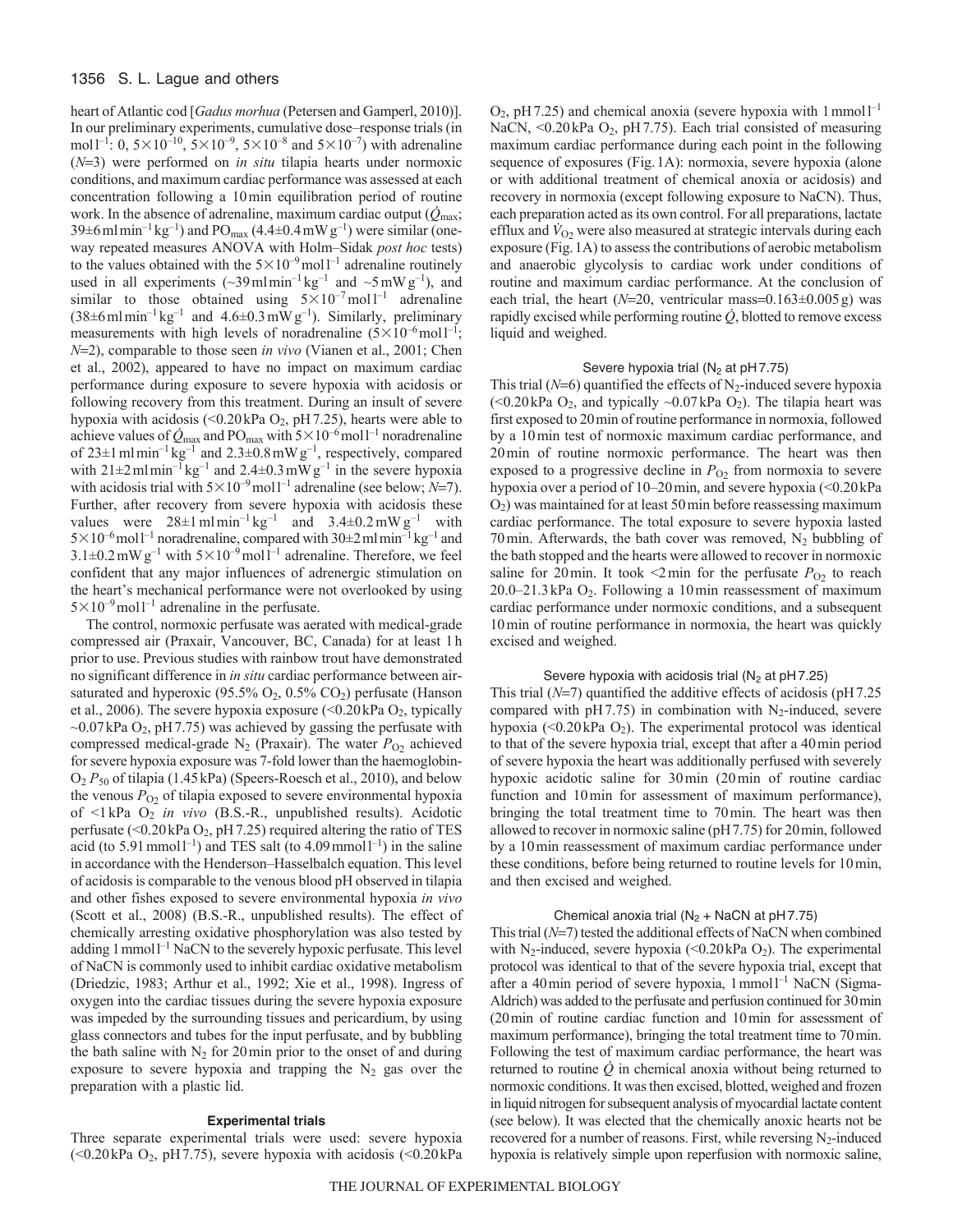heart of Atlantic cod [*Gadus morhua* (Petersen and Gamperl, 2010)]. In our preliminary experiments, cumulative dose–response trials (in $mol\,l^{-1}$: 0, $5\times10^{-10}$, $5\times10^{-9}$, $5\times10^{-8}$ and $5\times10^{-7}$) with adrenaline ($N$=3) were performed on *in situ* tilapia hearts under normoxic conditions, and maximum cardiac performance was assessed at each concentration following a 10 min equilibration period of routine work. In the absence of adrenaline, maximum cardiac output ($\dot{Q}_{max}$; $39\pm6\,ml\,min^{-1}\,kg^{-1}$) and $PO_{max}$ ($4.4\pm0.4\,mW\,g^{-1}$) were similar (one-way repeated measures ANOVA with Holm–Sidak *post hoc* tests) to the values obtained with the $5\times10^{-9}\,mol\,l^{-1}$ adrenaline routinely used in all experiments (~$39\,ml\,min^{-1}\,kg^{-1}$ and ~$5\,mW\,g^{-1}$), and similar to those obtained using $5\times10^{-7}\,mol\,l^{-1}$ adrenaline ($38\pm6\,ml\,min^{-1}\,kg^{-1}$ and $4.6\pm0.3\,mW\,g^{-1}$). Similarly, preliminary measurements with high levels of noradrenaline ($5\times10^{-6}\,mol\,l^{-1}$; $N$=2), comparable to those seen *in vivo* (Vianen et al., 2001; Chen et al., 2002), appeared to have no impact on maximum cardiac performance during exposure to severe hypoxia with acidosis or following recovery from this treatment. During an insult of severe hypoxia with acidosis (<0.20 kPa $O_2$, pH 7.25), hearts were able to achieve values of $\dot{Q}_{max}$ and $PO_{max}$ with $5\times10^{-6}\,mol\,l^{-1}$ noradrenaline of $23\pm1\,ml\,min^{-1}\,kg^{-1}$ and $2.3\pm0.8\,mW\,g^{-1}$, respectively, compared with $21\pm2\,ml\,min^{-1}\,kg^{-1}$ and $2.4\pm0.3\,mW\,g^{-1}$ in the severe hypoxia with acidosis trial with $5\times10^{-9}\,mol\,l^{-1}$ adrenaline (see below; $N$=7). Further, after recovery from severe hypoxia with acidosis these values were $28\pm1\,ml\,min^{-1}\,kg^{-1}$ and $3.4\pm0.2\,mW\,g^{-1}$ with $5\times10^{-6}\,mol\,l^{-1}$ noradrenaline, compared with $30\pm2\,ml\,min^{-1}\,kg^{-1}$ and $3.1\pm0.2\,mW\,g^{-1}$ with $5\times10^{-9}\,mol\,l^{-1}$ adrenaline. Therefore, we feel confident that any major influences of adrenergic stimulation on the heart's mechanical performance were not overlooked by using $5\times10^{-9}\,mol\,l^{-1}$ adrenaline in the perfusate.

The control, normoxic perfusate was aerated with medical-grade compressed air (Praxair, Vancouver, BC, Canada) for at least 1 h prior to use. Previous studies with rainbow trout have demonstrated no significant difference in *in situ* cardiac performance between air-saturated and hyperoxic (95.5% $O_2$, 0.5% $CO_2$) perfusate (Hanson et al., 2006). The severe hypoxia exposure (<0.20 kPa $O_2$, typically ~0.07 kPa $O_2$, pH 7.75) was achieved by gassing the perfusate with compressed medical-grade $N_2$ (Praxair). The water $P_{O_2}$ achieved for severe hypoxia exposure was 7-fold lower than the haemoglobin-$O_2$ $P_{50}$ of tilapia (1.45 kPa) (Speers-Roesch et al., 2010), and below the venous $P_{O_2}$ of tilapia exposed to severe environmental hypoxia of <1 kPa $O_2$ *in vivo* (B.S.-R., unpublished results). Acidotic perfusate (<0.20 kPa $O_2$, pH 7.25) required altering the ratio of TES acid (to $5.91\,mmol\,l^{-1}$) and TES salt (to $4.09\,mmol\,l^{-1}$) in the saline in accordance with the Henderson–Hasselbalch equation. This level of acidosis is comparable to the venous blood pH observed in tilapia and other fishes exposed to severe environmental hypoxia *in vivo* (Scott et al., 2008) (B.S.-R., unpublished results). The effect of chemically arresting oxidative phosphorylation was also tested by adding $1\,mmol\,l^{-1}$ NaCN to the severely hypoxic perfusate. This level of NaCN is commonly used to inhibit cardiac oxidative metabolism (Driedzic, 1983; Arthur et al., 1992; Xie et al., 1998). Ingress of oxygen into the cardiac tissues during the severe hypoxia exposure was impeded by the surrounding tissues and pericardium, by using glass connectors and tubes for the input perfusate, and by bubbling the bath saline with $N_2$ for 20 min prior to the onset of and during exposure to severe hypoxia and trapping the $N_2$ gas over the preparation with a plastic lid.

### Experimental trials

Three separate experimental trials were used: severe hypoxia (<0.20 kPa $O_2$, pH 7.75), severe hypoxia with acidosis (<0.20 kPa $O_2$, pH 7.25) and chemical anoxia (severe hypoxia with $1\,mmol\,l^{-1}$ NaCN, <0.20 kPa $O_2$, pH 7.75). Each trial consisted of measuring maximum cardiac performance during each point in the following sequence of exposures (Fig. 1A): normoxia, severe hypoxia (alone or with additional treatment of chemical anoxia or acidosis) and recovery in normoxia (except following exposure to NaCN). Thus, each preparation acted as its own control. For all preparations, lactate efflux and $\dot{V}_{O_2}$ were also measured at strategic intervals during each exposure (Fig. 1A) to assess the contributions of aerobic metabolism and anaerobic glycolysis to cardiac work under conditions of routine and maximum cardiac performance. At the conclusion of each trial, the heart ($N$=20, ventricular mass=0.163±0.005 g) was rapidly excised while performing routine $\dot{Q}$, blotted to remove excess liquid and weighed.

#### Severe hypoxia trial ($N_2$ at pH 7.75)

This trial ($N$=6) quantified the effects of $N_2$-induced severe hypoxia (<0.20 kPa $O_2$, and typically ~0.07 kPa $O_2$). The tilapia heart was first exposed to 20 min of routine performance in normoxia, followed by a 10 min test of normoxic maximum cardiac performance, and 20 min of routine normoxic performance. The heart was then exposed to a progressive decline in $P_{O_2}$ from normoxia to severe hypoxia over a period of 10–20 min, and severe hypoxia (<0.20 kPa $O_2$) was maintained for at least 50 min before reassessing maximum cardiac performance. The total exposure to severe hypoxia lasted 70 min. Afterwards, the bath cover was removed, $N_2$ bubbling of the bath stopped and the hearts were allowed to recover in normoxic saline for 20 min. It took <2 min for the perfusate $P_{O_2}$ to reach 20.0–21.3 kPa $O_2$. Following a 10 min reassessment of maximum cardiac performance under normoxic conditions, and a subsequent 10 min of routine performance in normoxia, the heart was quickly excised and weighed.

#### Severe hypoxia with acidosis trial ($N_2$ at pH 7.25)

This trial ($N$=7) quantified the additive effects of acidosis (pH 7.25 compared with pH 7.75) in combination with $N_2$-induced, severe hypoxia (<0.20 kPa $O_2$). The experimental protocol was identical to that of the severe hypoxia trial, except that after a 40 min period of severe hypoxia the heart was additionally perfused with severely hypoxic acidotic saline for 30 min (20 min of routine cardiac function and 10 min for assessment of maximum performance), bringing the total treatment time to 70 min. The heart was then allowed to recover in normoxic saline (pH 7.75) for 20 min, followed by a 10 min reassessment of maximum cardiac performance under these conditions, before being returned to routine levels for 10 min, and then excised and weighed.

#### Chemical anoxia trial ($N_2$ + NaCN at pH 7.75)

This trial ($N$=7) tested the additional effects of NaCN when combined with $N_2$-induced, severe hypoxia (<0.20 kPa $O_2$). The experimental protocol was identical to that of the severe hypoxia trial, except that after a 40 min period of severe hypoxia, $1\,mmol\,l^{-1}$ NaCN (Sigma-Aldrich) was added to the perfusate and perfusion continued for 30 min (20 min of routine cardiac function and 10 min for assessment of maximum performance), bringing the total treatment time to 70 min. Following the test of maximum cardiac performance, the heart was returned to routine $\dot{Q}$ in chemical anoxia without being returned to normoxic conditions. It was then excised, blotted, weighed and frozen in liquid nitrogen for subsequent analysis of myocardial lactate content (see below). It was elected that the chemically anoxic hearts not be recovered for a number of reasons. First, while reversing $N_2$-induced hypoxia is relatively simple upon reperfusion with normoxic saline,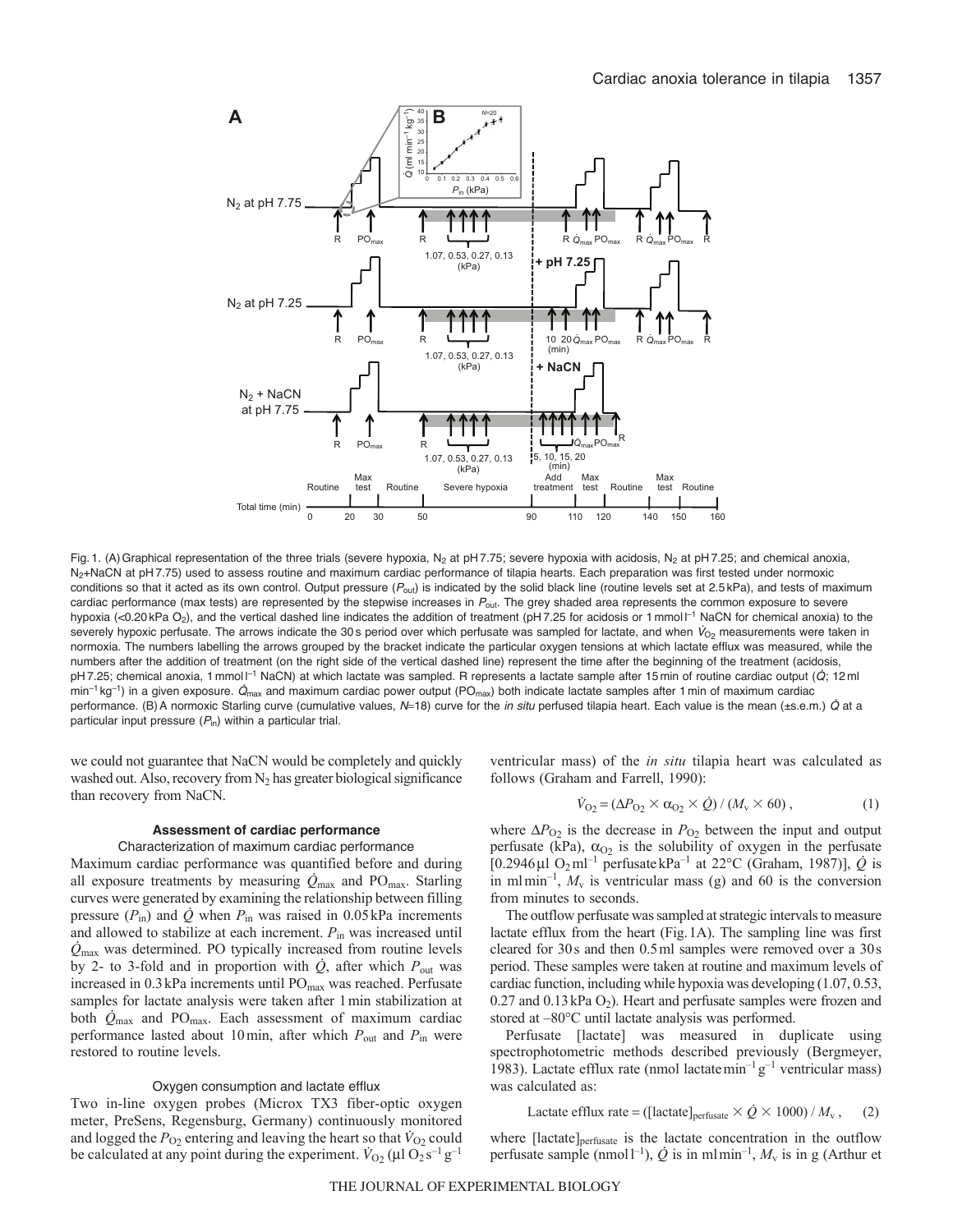Fig. 1. (A) Graphical representation of the three trials (severe hypoxia, $N_2$ at pH 7.75; severe hypoxia with acidosis, $N_2$ at pH 7.25; and chemical anoxia, $N_2$+NaCN at pH 7.75) used to assess routine and maximum cardiac performance of tilapia hearts. Each preparation was first tested under normoxic conditions so that it acted as its own control. Output pressure ($P_{out}$) is indicated by the solid black line (routine levels set at 2.5 kPa), and tests of maximum cardiac performance (max tests) are represented by the stepwise increases in $P_{out}$. The grey shaded area represents the common exposure to severe hypoxia (<0.20 kPa $O_2$), and the vertical dashed line indicates the addition of treatment (pH 7.25 for acidosis or 1 mmol $l^{-1}$ NaCN for chemical anoxia) to the severely hypoxic perfusate. The arrows indicate the 30 s period over which perfusate was sampled for lactate, and when $\dot{V}_{O_2}$ measurements were taken in normoxia. The numbers labelling the arrows grouped by the bracket indicate the particular oxygen tensions at which lactate efflux was measured, while the numbers after the addition of treatment (on the right side of the vertical dashed line) represent the time after the beginning of the treatment (acidosis, pH 7.25; chemical anoxia, 1 mmol $l^{-1}$ NaCN) at which lactate was sampled. R represents a lactate sample after 15 min of routine cardiac output ($\dot{Q}$; 12 ml $min^{-1}$ $kg^{-1}$) in a given exposure. $\dot{Q}_{max}$ and maximum cardiac power output ($PO_{max}$) both indicate lactate samples after 1 min of maximum cardiac performance. (B) A normoxic Starling curve (cumulative values, $N$=18) curve for the *in situ* perfused tilapia heart. Each value is the mean (±s.e.m.) $\dot{Q}$ at a particular input pressure ($P_{in}$) within a particular trial.

we could not guarantee that NaCN would be completely and quickly washed out. Also, recovery from $N_2$ has greater biological significance than recovery from NaCN.

#### Assessment of cardiac performance

##### Characterization of maximum cardiac performance

Maximum cardiac performance was quantified before and during all exposure treatments by measuring $\dot{Q}_{max}$ and $PO_{max}$. Starling curves were generated by examining the relationship between filling pressure ($P_{in}$) and $\dot{Q}$ when $P_{in}$ was raised in 0.05 kPa increments and allowed to stabilize at each increment. $P_{in}$ was increased until $\dot{Q}_{max}$ was determined. PO typically increased from routine levels by 2- to 3-fold and in proportion with $\dot{Q}$, after which $P_{out}$ was increased in 0.3 kPa increments until $PO_{max}$ was reached. Perfusate samples for lactate analysis were taken after 1 min stabilization at both $\dot{Q}_{max}$ and $PO_{max}$. Each assessment of maximum cardiac performance lasted about 10 min, after which $P_{out}$ and $P_{in}$ were restored to routine levels.

##### Oxygen consumption and lactate efflux

Two in-line oxygen probes (Microx TX3 fiber-optic oxygen meter, PreSens, Regensburg, Germany) continuously monitored and logged the $P_{O_2}$ entering and leaving the heart so that $\dot{V}_{O_2}$ could be calculated at any point during the experiment. $\dot{V}_{O_2}$ (μl $O_2$ $s^{-1}$ $g^{-1}$ ventricular mass) of the *in situ* tilapia heart was calculated as follows (Graham and Farrell, 1990):

$$\dot{V}_{O_2} = (\Delta P_{O_2} \times \alpha_{O_2} \times \dot{Q}) / (M_v \times 60)\,, \quad (1)$$

where $\Delta P_{O_2}$ is the decrease in $P_{O_2}$ between the input and output perfusate (kPa), $\alpha_{O_2}$ is the solubility of oxygen in the perfusate [0.2946 μl $O_2$ $ml^{-1}$ perfusate $kPa^{-1}$ at 22°C (Graham, 1987)], $\dot{Q}$ is in ml $min^{-1}$, $M_v$ is ventricular mass (g) and 60 is the conversion from minutes to seconds.

The outflow perfusate was sampled at strategic intervals to measure lactate efflux from the heart (Fig. 1A). The sampling line was first cleared for 30 s and then 0.5 ml samples were removed over a 30 s period. These samples were taken at routine and maximum levels of cardiac function, including while hypoxia was developing (1.07, 0.53, 0.27 and 0.13 kPa $O_2$). Heart and perfusate samples were frozen and stored at –80°C until lactate analysis was performed.

Perfusate [lactate] was measured in duplicate using spectrophotometric methods described previously (Bergmeyer, 1983). Lactate efflux rate (nmol lactate $min^{-1}$ $g^{-1}$ ventricular mass) was calculated as:

$$\text{Lactate efflux rate} = ([\text{lactate}]_{\text{perfusate}} \times \dot{Q} \times 1000) / M_v\,, \quad (2)$$

where $[\text{lactate}]_{\text{perfusate}}$ is the lactate concentration in the outflow perfusate sample (nmol $l^{-1}$), $\dot{Q}$ is in ml $min^{-1}$, $M_v$ is in g (Arthur et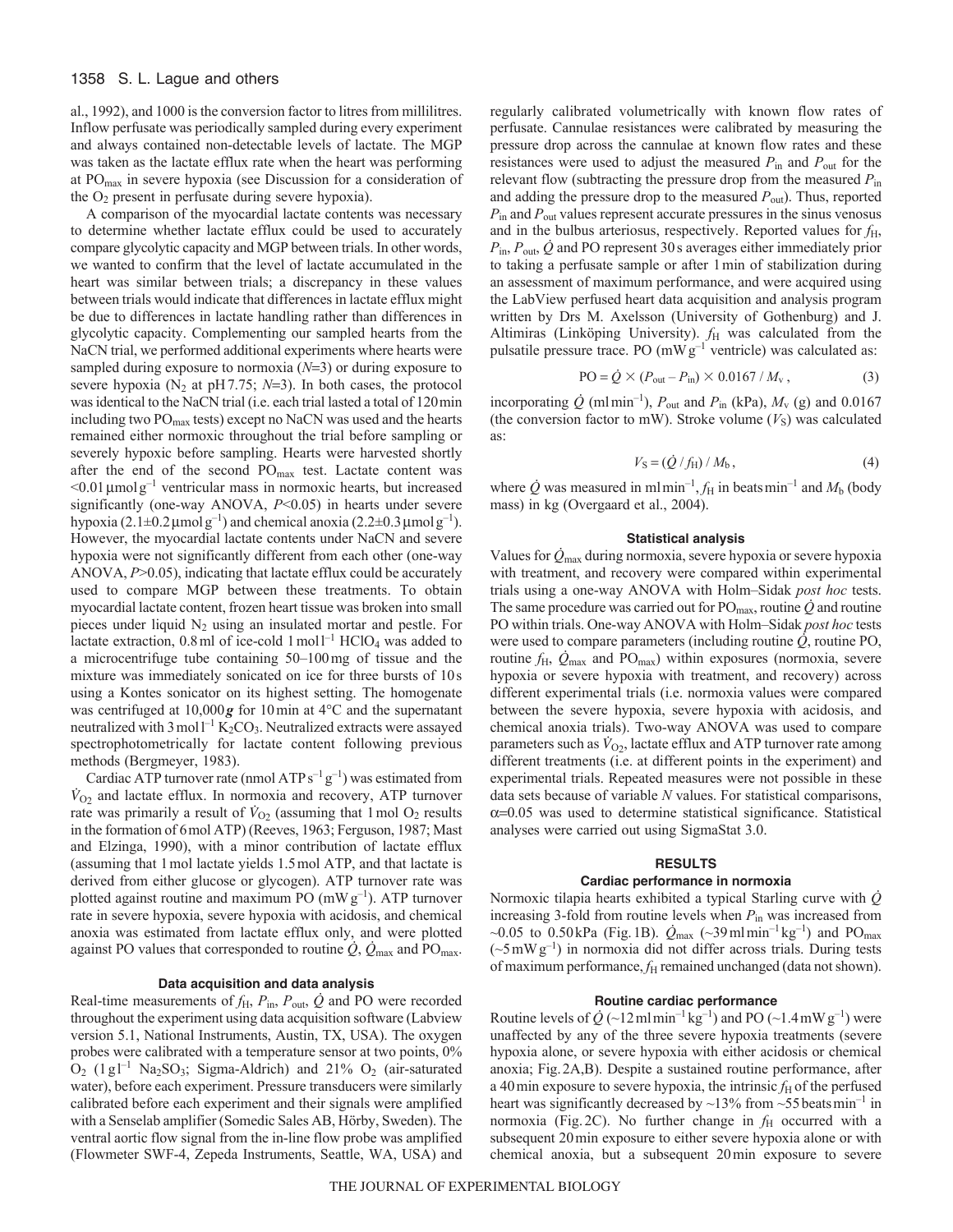al., 1992), and 1000 is the conversion factor to litres from millilitres. Inflow perfusate was periodically sampled during every experiment and always contained non-detectable levels of lactate. The MGP was taken as the lactate efflux rate when the heart was performing at $PO_{max}$ in severe hypoxia (see Discussion for a consideration of the $O_2$ present in perfusate during severe hypoxia).

A comparison of the myocardial lactate contents was necessary to determine whether lactate efflux could be used to accurately compare glycolytic capacity and MGP between trials. In other words, we wanted to confirm that the level of lactate accumulated in the heart was similar between trials; a discrepancy in these values between trials would indicate that differences in lactate efflux might be due to differences in lactate handling rather than differences in glycolytic capacity. Complementing our sampled hearts from the NaCN trial, we performed additional experiments where hearts were sampled during exposure to normoxia ($N$=3) or during exposure to severe hypoxia ($N_2$ at pH 7.75; $N$=3). In both cases, the protocol was identical to the NaCN trial (i.e. each trial lasted a total of 120 min including two $PO_{max}$ tests) except no NaCN was used and the hearts remained either normoxic throughout the trial before sampling or severely hypoxic before sampling. Hearts were harvested shortly after the end of the second $PO_{max}$ test. Lactate content was $<0.01\,\mu mol\,g^{-1}$ ventricular mass in normoxic hearts, but increased significantly (one-way ANOVA, $P<0.05$) in hearts under severe hypoxia ($2.1\pm0.2\,\mu mol\,g^{-1}$) and chemical anoxia ($2.2\pm0.3\,\mu mol\,g^{-1}$). However, the myocardial lactate contents under NaCN and severe hypoxia were not significantly different from each other (one-way ANOVA, $P>0.05$), indicating that lactate efflux could be accurately used to compare MGP between these treatments. To obtain myocardial lactate content, frozen heart tissue was broken into small pieces under liquid $N_2$ using an insulated mortar and pestle. For lactate extraction, 0.8 ml of ice-cold $1\,mol\,l^{-1}$ $HClO_4$ was added to a microcentrifuge tube containing 50–100 mg of tissue and the mixture was immediately sonicated on ice for three bursts of 10 s using a Kontes sonicator on its highest setting. The homogenate was centrifuged at 10,000 $g$ for 10 min at 4°C and the supernatant neutralized with $3\,mol\,l^{-1}$ $K_2CO_3$. Neutralized extracts were assayed spectrophotometrically for lactate content following previous methods (Bergmeyer, 1983).

Cardiac ATP turnover rate ($nmol\,ATP\,s^{-1}\,g^{-1}$) was estimated from $\dot{V}_{O_2}$ and lactate efflux. In normoxia and recovery, ATP turnover rate was primarily a result of $\dot{V}_{O_2}$ (assuming that 1 mol $O_2$ results in the formation of 6 mol ATP) (Reeves, 1963; Ferguson, 1987; Mast and Elzinga, 1990), with a minor contribution of lactate efflux (assuming that 1 mol lactate yields 1.5 mol ATP, and that lactate is derived from either glucose or glycogen). ATP turnover rate was plotted against routine and maximum PO ($mW\,g^{-1}$). ATP turnover rate in severe hypoxia, severe hypoxia with acidosis, and chemical anoxia was estimated from lactate efflux only, and were plotted against PO values that corresponded to routine $\dot{Q}$, $\dot{Q}_{max}$ and $PO_{max}$.

### Data acquisition and data analysis

Real-time measurements of $f_H$, $P_{in}$, $P_{out}$, $\dot{Q}$ and PO were recorded throughout the experiment using data acquisition software (Labview version 5.1, National Instruments, Austin, TX, USA). The oxygen probes were calibrated with a temperature sensor at two points, 0% $O_2$ ($1\,g\,l^{-1}$ $Na_2SO_3$; Sigma-Aldrich) and 21% $O_2$ (air-saturated water), before each experiment. Pressure transducers were similarly calibrated before each experiment and their signals were amplified with a Senselab amplifier (Somedic Sales AB, Hörby, Sweden). The ventral aortic flow signal from the in-line flow probe was amplified (Flowmeter SWF-4, Zepeda Instruments, Seattle, WA, USA) and regularly calibrated volumetrically with known flow rates of perfusate. Cannulae resistances were calibrated by measuring the pressure drop across the cannulae at known flow rates and these resistances were used to adjust the measured $P_{in}$ and $P_{out}$ for the relevant flow (subtracting the pressure drop from the measured $P_{in}$ and adding the pressure drop to the measured $P_{out}$). Thus, reported $P_{in}$ and $P_{out}$ values represent accurate pressures in the sinus venosus and in the bulbus arteriosus, respectively. Reported values for $f_H$, $P_{in}$, $P_{out}$, $\dot{Q}$ and PO represent 30 s averages either immediately prior to taking a perfusate sample or after 1 min of stabilization during an assessment of maximum performance, and were acquired using the LabView perfused heart data acquisition and analysis program written by Drs M. Axelsson (University of Gothenburg) and J. Altimiras (Linköping University). $f_H$ was calculated from the pulsatile pressure trace. PO ($mW\,g^{-1}$ ventricle) was calculated as:

$$PO = \dot{Q} \times (P_{out} - P_{in}) \times 0.0167 / M_v\,, \quad (3)$$

incorporating $\dot{Q}$ ($ml\,min^{-1}$), $P_{out}$ and $P_{in}$ (kPa), $M_v$ (g) and 0.0167 (the conversion factor to mW). Stroke volume ($V_S$) was calculated as:

$$V_S = (\dot{Q} / f_H) / M_b\,, \quad (4)$$

where $\dot{Q}$ was measured in $ml\,min^{-1}$, $f_H$ in $beats\,min^{-1}$ and $M_b$ (body mass) in kg (Overgaard et al., 2004).

### Statistical analysis

Values for $\dot{Q}_{max}$ during normoxia, severe hypoxia or severe hypoxia with treatment, and recovery were compared within experimental trials using a one-way ANOVA with Holm–Sidak *post hoc* tests. The same procedure was carried out for $PO_{max}$, routine $\dot{Q}$ and routine PO within trials. One-way ANOVA with Holm–Sidak *post hoc* tests were used to compare parameters (including routine $\dot{Q}$, routine PO, routine $f_H$, $\dot{Q}_{max}$ and $PO_{max}$) within exposures (normoxia, severe hypoxia or severe hypoxia with treatment, and recovery) across different experimental trials (i.e. normoxia values were compared between the severe hypoxia, severe hypoxia with acidosis, and chemical anoxia trials). Two-way ANOVA was used to compare parameters such as $\dot{V}_{O_2}$, lactate efflux and ATP turnover rate among different treatments (i.e. at different points in the experiment) and experimental trials. Repeated measures were not possible in these data sets because of variable $N$ values. For statistical comparisons, $\alpha$=0.05 was used to determine statistical significance. Statistical analyses were carried out using SigmaStat 3.0.

## RESULTS

### Cardiac performance in normoxia

Normoxic tilapia hearts exhibited a typical Starling curve with $\dot{Q}$ increasing 3-fold from routine levels when $P_{in}$ was increased from ~0.05 to 0.50 kPa (Fig. 1B). $\dot{Q}_{max}$ (~$39\,ml\,min^{-1}\,kg^{-1}$) and $PO_{max}$ (~$5\,mW\,g^{-1}$) in normoxia did not differ across trials. During tests of maximum performance, $f_H$ remained unchanged (data not shown).

### Routine cardiac performance

Routine levels of $\dot{Q}$ (~$12\,ml\,min^{-1}\,kg^{-1}$) and PO (~$1.4\,mW\,g^{-1}$) were unaffected by any of the three severe hypoxia treatments (severe hypoxia alone, or severe hypoxia with either acidosis or chemical anoxia; Fig. 2A,B). Despite a sustained routine performance, after a 40 min exposure to severe hypoxia, the intrinsic $f_H$ of the perfused heart was significantly decreased by ~13% from ~$55\,beats\,min^{-1}$ in normoxia (Fig. 2C). No further change in $f_H$ occurred with a subsequent 20 min exposure to either severe hypoxia alone or with chemical anoxia, but a subsequent 20 min exposure to severe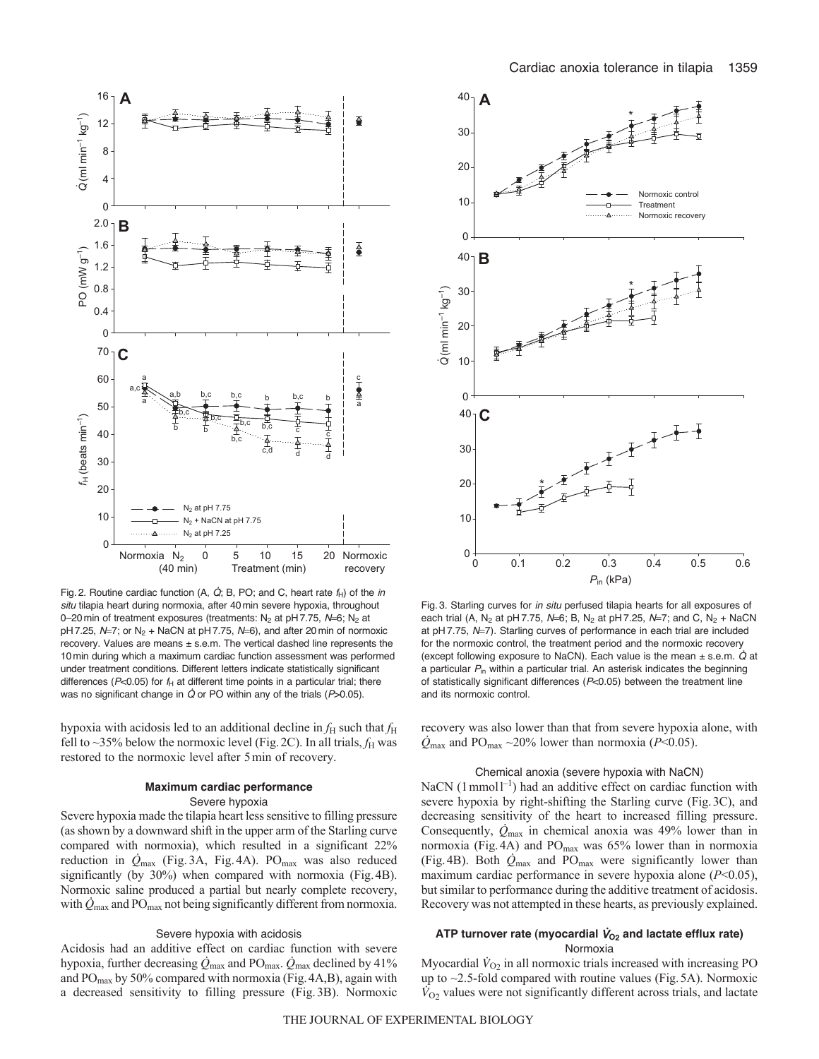Fig. 2. Routine cardiac function (A, $\dot{Q}$; B, PO; and C, heart rate $f_H$) of the *in situ* tilapia heart during normoxia, after 40 min severe hypoxia, throughout 0–20 min of treatment exposures (treatments: $N_2$ at pH 7.75, $N$=6; $N_2$ at pH 7.25, $N$=7; or $N_2$ + NaCN at pH 7.75, $N$=6), and after 20 min of normoxic recovery. Values are means ± s.e.m. The vertical dashed line represents the 10 min during which a maximum cardiac function assessment was performed under treatment conditions. Different letters indicate statistically significant differences ($P$<0.05) for $f_H$ at different time points in a particular trial; there was no significant change in $\dot{Q}$ or PO within any of the trials ($P$>0.05).

hypoxia with acidosis led to an additional decline in $f_H$ such that $f_H$ fell to ~35% below the normoxic level (Fig. 2C). In all trials, $f_H$ was restored to the normoxic level after 5 min of recovery.

### Maximum cardiac performance

#### Severe hypoxia

Severe hypoxia made the tilapia heart less sensitive to filling pressure (as shown by a downward shift in the upper arm of the Starling curve compared with normoxia), which resulted in a significant 22% reduction in $\dot{Q}_{max}$ (Fig. 3A, Fig. 4A). $PO_{max}$ was also reduced significantly (by 30%) when compared with normoxia (Fig. 4B). Normoxic saline produced a partial but nearly complete recovery, with $\dot{Q}_{max}$ and $PO_{max}$ not being significantly different from normoxia.

#### Severe hypoxia with acidosis

Acidosis had an additive effect on cardiac function with severe hypoxia, further decreasing $\dot{Q}_{max}$ and $PO_{max}$. $\dot{Q}_{max}$ declined by 41% and $PO_{max}$ by 50% compared with normoxia (Fig. 4A,B), again with a decreased sensitivity to filling pressure (Fig. 3B). Normoxic

Fig. 3. Starling curves for *in situ* perfused tilapia hearts for all exposures of each trial (A, $N_2$ at pH 7.75, $N$=6; B, $N_2$ at pH 7.25, $N$=7; and C, $N_2$ + NaCN at pH 7.75, $N$=7). Starling curves of performance in each trial are included for the normoxic control, the treatment period and the normoxic recovery (except following exposure to NaCN). Each value is the mean ± s.e.m. $\dot{Q}$ at a particular $P_{in}$ within a particular trial. An asterisk indicates the beginning of statistically significant differences ($P$<0.05) between the treatment line and its normoxic control.

recovery was also lower than that from severe hypoxia alone, with $\dot{Q}_{max}$ and $PO_{max}$ ~20% lower than normoxia ($P$<0.05).

#### Chemical anoxia (severe hypoxia with NaCN)

NaCN (1 mmol $l^{-1}$) had an additive effect on cardiac function with severe hypoxia by right-shifting the Starling curve (Fig. 3C), and decreasing sensitivity of the heart to increased filling pressure. Consequently, $\dot{Q}_{max}$ in chemical anoxia was 49% lower than in normoxia (Fig. 4A) and $PO_{max}$ was 65% lower than in normoxia (Fig. 4B). Both $\dot{Q}_{max}$ and $PO_{max}$ were significantly lower than maximum cardiac performance in severe hypoxia alone ($P$<0.05), but similar to performance during the additive treatment of acidosis. Recovery was not attempted in these hearts, as previously explained.

### ATP turnover rate (myocardial $\dot{V}_{O_2}$ and lactate efflux rate)

#### Normoxia

Myocardial $\dot{V}_{O_2}$ in all normoxic trials increased with increasing PO up to ~2.5-fold compared with routine values (Fig. 5A). Normoxic $\dot{V}_{O_2}$ values were not significantly different across trials, and lactate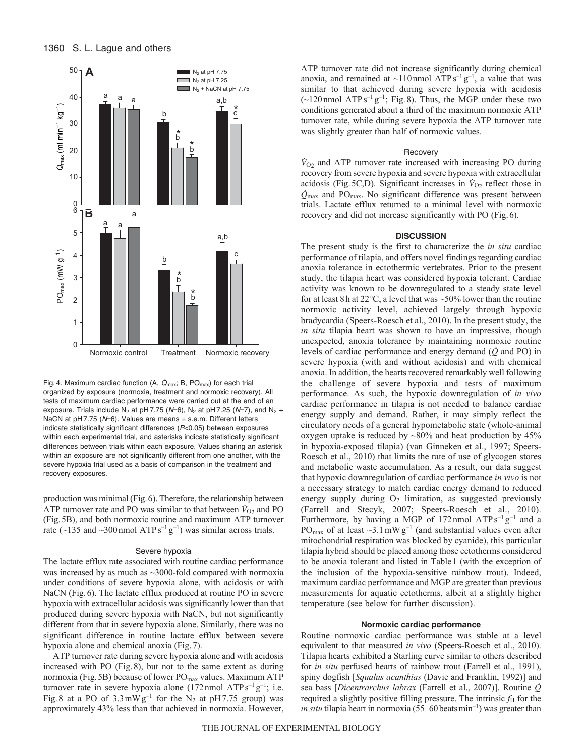Fig. 4. Maximum cardiac function (A, $\dot{Q}_{max}$; B, $PO_{max}$) for each trial organized by exposure (normoxia, treatment and normoxic recovery). All tests of maximum cardiac performance were carried out at the end of an exposure. Trials include $N_2$ at pH 7.75 ($N$=6), $N_2$ at pH 7.25 ($N$=7), and $N_2$ + NaCN at pH 7.75 ($N$=6). Values are means ± s.e.m. Different letters indicate statistically significant differences ($P$<0.05) between exposures within each experimental trial, and asterisks indicate statistically significant differences between trials within each exposure. Values sharing an asterisk within an exposure are not significantly different from one another, with the severe hypoxia trial used as a basis of comparison in the treatment and recovery exposures.

production was minimal (Fig. 6). Therefore, the relationship between ATP turnover rate and PO was similar to that between $\dot{V}_{O_2}$ and PO (Fig. 5B), and both normoxic routine and maximum ATP turnover rate (~135 and ~300 nmol ATP $s^{-1}$ $g^{-1}$) was similar across trials.

### Severe hypoxia

The lactate efflux rate associated with routine cardiac performance was increased by as much as ~3000-fold compared with normoxia under conditions of severe hypoxia alone, with acidosis or with NaCN (Fig. 6). The lactate efflux produced at routine PO in severe hypoxia with extracellular acidosis was significantly lower than that produced during severe hypoxia with NaCN, but not significantly different from that in severe hypoxia alone. Similarly, there was no significant difference in routine lactate efflux between severe hypoxia alone and chemical anoxia (Fig. 7).

ATP turnover rate during severe hypoxia alone and with acidosis increased with PO (Fig. 8), but not to the same extent as during normoxia (Fig. 5B) because of lower $PO_{max}$ values. Maximum ATP turnover rate in severe hypoxia alone (172 nmol ATP $s^{-1}$ $g^{-1}$; i.e. Fig. 8 at a PO of 3.3 mW $g^{-1}$ for the $N_2$ at pH 7.75 group) was approximately 43% less than that achieved in normoxia. However, ATP turnover rate did not increase significantly during chemical anoxia, and remained at ~110 nmol ATP $s^{-1}$ $g^{-1}$, a value that was similar to that achieved during severe hypoxia with acidosis (~120 nmol ATP $s^{-1}$ $g^{-1}$; Fig. 8). Thus, the MGP under these two conditions generated about a third of the maximum normoxic ATP turnover rate, while during severe hypoxia the ATP turnover rate was slightly greater than half of normoxic values.

### Recovery

$\dot{V}_{O_2}$ and ATP turnover rate increased with increasing PO during recovery from severe hypoxia and severe hypoxia with extracellular acidosis (Fig. 5C,D). Significant increases in $\dot{V}_{O_2}$ reflect those in $\dot{Q}_{max}$ and $PO_{max}$. No significant difference was present between trials. Lactate efflux returned to a minimal level with normoxic recovery and did not increase significantly with PO (Fig. 6).

## DISCUSSION

The present study is the first to characterize the *in situ* cardiac performance of tilapia, and offers novel findings regarding cardiac anoxia tolerance in ectothermic vertebrates. Prior to the present study, the tilapia heart was considered hypoxia tolerant. Cardiac activity was known to be downregulated to a steady state level for at least 8 h at 22°C, a level that was ~50% lower than the routine normoxic activity level, achieved largely through hypoxic bradycardia (Speers-Roesch et al., 2010). In the present study, the *in situ* tilapia heart was shown to have an impressive, though unexpected, anoxia tolerance by maintaining normoxic routine levels of cardiac performance and energy demand ($\dot{Q}$ and PO) in severe hypoxia (with and without acidosis) and with chemical anoxia. In addition, the hearts recovered remarkably well following the challenge of severe hypoxia and tests of maximum performance. As such, the hypoxic downregulation of *in vivo* cardiac performance in tilapia is not needed to balance cardiac energy supply and demand. Rather, it may simply reflect the circulatory needs of a general hypometabolic state (whole-animal oxygen uptake is reduced by ~80% and heat production by 45% in hypoxia-exposed tilapia) (van Ginneken et al., 1997; Speers-Roesch et al., 2010) that limits the rate of use of glycogen stores and metabolic waste accumulation. As a result, our data suggest that hypoxic downregulation of cardiac performance *in vivo* is not a necessary strategy to match cardiac energy demand to reduced energy supply during $O_2$ limitation, as suggested previously (Farrell and Stecyk, 2007; Speers-Roesch et al., 2010). Furthermore, by having a MGP of 172 nmol ATP $s^{-1}$ $g^{-1}$ and a $PO_{max}$ of at least ~3.1 mW $g^{-1}$ (and substantial values even after mitochondrial respiration was blocked by cyanide), this particular tilapia hybrid should be placed among those ectotherms considered to be anoxia tolerant and listed in Table 1 (with the exception of the inclusion of the hypoxia-sensitive rainbow trout). Indeed, maximum cardiac performance and MGP are greater than previous measurements for aquatic ectotherms, albeit at a slightly higher temperature (see below for further discussion).

### Normoxic cardiac performance

Routine normoxic cardiac performance was stable at a level equivalent to that measured *in vivo* (Speers-Roesch et al., 2010). Tilapia hearts exhibited a Starling curve similar to others described for *in situ* perfused hearts of rainbow trout (Farrell et al., 1991), spiny dogfish [*Squalus acanthias* (Davie and Franklin, 1992)] and sea bass [*Dicentrarchus labrax* (Farrell et al., 2007)]. Routine $\dot{Q}$ required a slightly positive filling pressure. The intrinsic $f_H$ for the *in situ* tilapia heart in normoxia (55–60 beats $min^{-1}$) was greater than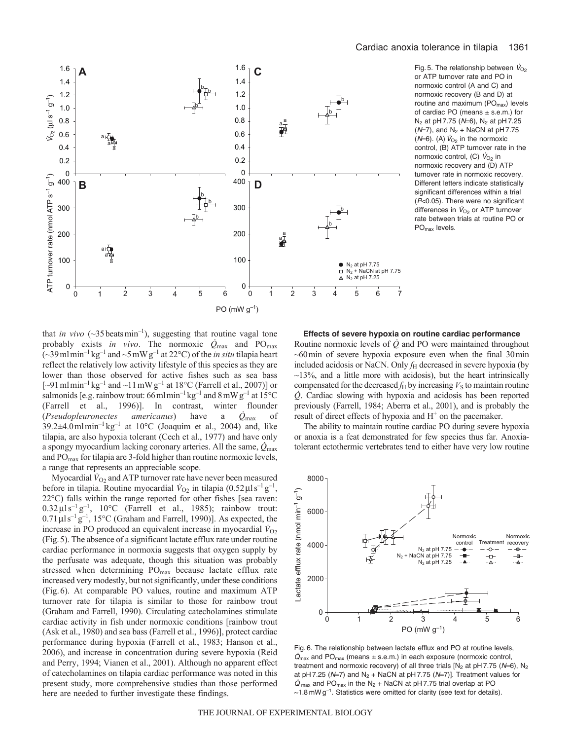Fig. 5. The relationship between $\dot{V}_{O_2}$ or ATP turnover rate and PO in normoxic control (A and C) and normoxic recovery (B and D) at routine and maximum ($PO_{max}$) levels of cardiac PO (means ± s.e.m.) for $N_2$ at pH 7.75 ($N$=6), $N_2$ at pH 7.25 ($N$=7), and $N_2$ + NaCN at pH 7.75 ($N$=6). (A) $\dot{V}_{O_2}$ in the normoxic control, (B) ATP turnover rate in the normoxic control, (C) $\dot{V}_{O_2}$ in normoxic recovery and (D) ATP turnover rate in normoxic recovery. Different letters indicate statistically significant differences within a trial ($P$<0.05). There were no significant differences in $\dot{V}_{O_2}$ or ATP turnover rate between trials at routine PO or $PO_{max}$ levels.

that *in vivo* (~35 beats min$^{-1}$), suggesting that routine vagal tone probably exists *in vivo*. The normoxic $\dot{Q}_{max}$ and $PO_{max}$ (~39 ml min$^{-1}$ kg$^{-1}$ and ~5 mW g$^{-1}$ at 22°C) of the *in situ* tilapia heart reflect the relatively low activity lifestyle of this species as they are lower than those observed for active fishes such as sea bass [~91 ml min$^{-1}$ kg$^{-1}$ and ~11 mW g$^{-1}$ at 18°C (Farrell et al., 2007)] or salmonids [e.g. rainbow trout: 66 ml min$^{-1}$ kg$^{-1}$ and 8 mW g$^{-1}$ at 15°C (Farrell et al., 1996)]. In contrast, winter flounder (*Pseudopleuronectes americanus*) have a $\dot{Q}_{max}$ of 39.2±4.0 ml min$^{-1}$ kg$^{-1}$ at 10°C (Joaquim et al., 2004) and, like tilapia, are also hypoxia tolerant (Cech et al., 1977) and have only a spongy myocardium lacking coronary arteries. All the same, $\dot{Q}_{max}$ and $PO_{max}$ for tilapia are 3-fold higher than routine normoxic levels, a range that represents an appreciable scope.

Myocardial $\dot{V}_{O_2}$ and ATP turnover rate have never been measured before in tilapia. Routine myocardial $\dot{V}_{O_2}$ in tilapia (0.52 µl s$^{-1}$ g$^{-1}$, 22°C) falls within the range reported for other fishes [sea raven: 0.32 µl s$^{-1}$ g$^{-1}$, 10°C (Farrell et al., 1985); rainbow trout: 0.71 µl s$^{-1}$ g$^{-1}$, 15°C (Graham and Farrell, 1990)]. As expected, the increase in PO produced an equivalent increase in myocardial $\dot{V}_{O_2}$ (Fig. 5). The absence of a significant lactate efflux rate under routine cardiac performance in normoxia suggests that oxygen supply by the perfusate was adequate, though this situation was probably stressed when determining $PO_{max}$ because lactate efflux rate increased very modestly, but not significantly, under these conditions (Fig. 6). At comparable PO values, routine and maximum ATP turnover rate for tilapia is similar to those for rainbow trout (Graham and Farrell, 1990). Circulating catecholamines stimulate cardiac activity in fish under normoxic conditions [rainbow trout (Ask et al., 1980) and sea bass (Farrell et al., 1996)], protect cardiac performance during hypoxia (Farrell et al., 1983; Hanson et al., 2006), and increase in concentration during severe hypoxia (Reid and Perry, 1994; Vianen et al., 2001). Although no apparent effect of catecholamines on tilapia cardiac performance was noted in this present study, more comprehensive studies than those performed here are needed to further investigate these findings.

### Effects of severe hypoxia on routine cardiac performance

Routine normoxic levels of $\dot{Q}$ and PO were maintained throughout ~60 min of severe hypoxia exposure even when the final 30 min included acidosis or NaCN. Only $f_H$ decreased in severe hypoxia (by ~13%, and a little more with acidosis), but the heart intrinsically compensated for the decreased $f_H$ by increasing $V_S$ to maintain routine $\dot{Q}$. Cardiac slowing with hypoxia and acidosis has been reported previously (Farrell, 1984; Aberra et al., 2001), and is probably the result of direct effects of hypoxia and H$^+$ on the pacemaker.

The ability to maintain routine cardiac PO during severe hypoxia or anoxia is a feat demonstrated for few species thus far. Anoxia-tolerant ectothermic vertebrates tend to either have very low routine

Fig. 6. The relationship between lactate efflux and PO at routine levels, $\dot{Q}_{max}$ and $PO_{max}$ (means ± s.e.m.) in each exposure (normoxic control, treatment and normoxic recovery) of all three trials [$N_2$ at pH 7.75 ($N$=6), $N_2$ at pH 7.25 ($N$=7) and $N_2$ + NaCN at pH 7.75 ($N$=7)]. Treatment values for $\dot{Q}_{max}$ and $PO_{max}$ in the $N_2$ + NaCN at pH 7.75 trial overlap at PO ~1.8 mW g$^{-1}$. Statistics were omitted for clarity (see text for details).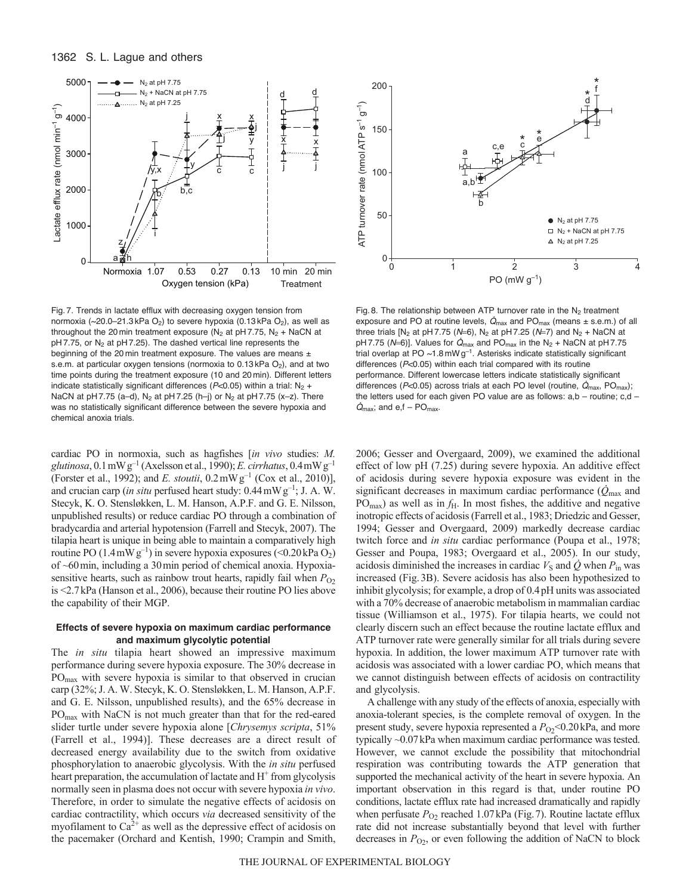Fig. 7. Trends in lactate efflux with decreasing oxygen tension from normoxia (~20.0–21.3 kPa $O_2$) to severe hypoxia (0.13 kPa $O_2$), as well as throughout the 20 min treatment exposure ($N_2$ at pH 7.75, $N_2$ + NaCN at pH 7.75, or $N_2$ at pH 7.25). The dashed vertical line represents the beginning of the 20 min treatment exposure. The values are means ± s.e.m. at particular oxygen tensions (normoxia to 0.13 kPa $O_2$), and at two time points during the treatment exposure (10 and 20 min). Different letters indicate statistically significant differences ($P$<0.05) within a trial: $N_2$ + NaCN at pH 7.75 (a–d), $N_2$ at pH 7.25 (h–j) or $N_2$ at pH 7.75 (x–z). There was no statistically significant difference between the severe hypoxia and chemical anoxia trials.

Fig. 8. The relationship between ATP turnover rate in the $N_2$ treatment exposure and PO at routine levels, $\dot{Q}_{max}$ and $PO_{max}$ (means ± s.e.m.) of all three trials [$N_2$ at pH 7.75 ($N$=6), $N_2$ at pH 7.25 ($N$=7) and $N_2$ + NaCN at pH 7.75 ($N$=6)]. Values for $\dot{Q}_{max}$ and $PO_{max}$ in the $N_2$ + NaCN at pH 7.75 trial overlap at PO ~1.8 mW $g^{-1}$. Asterisks indicate statistically significant differences ($P$<0.05) within each trial compared with its routine performance. Different lowercase letters indicate statistically significant differences ($P$<0.05) across trials at each PO level (routine, $\dot{Q}_{max}$, $PO_{max}$); the letters used for each given PO value are as follows: a,b – routine; c,d – $\dot{Q}_{max}$; and e,f – $PO_{max}$.

cardiac PO in normoxia, such as hagfishes [*in vivo* studies: *M. glutinosa*, 0.1 mW $g^{-1}$ (Axelsson et al., 1990); *E. cirrhatus*, 0.4 mW $g^{-1}$ (Forster et al., 1992); and *E. stoutii*, 0.2 mW $g^{-1}$ (Cox et al., 2010)], and crucian carp (*in situ* perfused heart study: 0.44 mW $g^{-1}$; J. A. W. Stecyk, K. O. Stensløkken, L. M. Hanson, A.P.F. and G. E. Nilsson, unpublished results) or reduce cardiac PO through a combination of bradycardia and arterial hypotension (Farrell and Stecyk, 2007). The tilapia heart is unique in being able to maintain a comparatively high routine PO (1.4 mW $g^{-1}$) in severe hypoxia exposures (<0.20 kPa $O_2$) of ~60 min, including a 30 min period of chemical anoxia. Hypoxia-sensitive hearts, such as rainbow trout hearts, rapidly fail when $P_{O_2}$ is <2.7 kPa (Hanson et al., 2006), because their routine PO lies above the capability of their MGP.

### Effects of severe hypoxia on maximum cardiac performance and maximum glycolytic potential

The *in situ* tilapia heart showed an impressive maximum performance during severe hypoxia exposure. The 30% decrease in $PO_{max}$ with severe hypoxia is similar to that observed in crucian carp (32%; J. A. W. Stecyk, K. O. Stensløkken, L. M. Hanson, A.P.F. and G. E. Nilsson, unpublished results), and the 65% decrease in $PO_{max}$ with NaCN is not much greater than that for the red-eared slider turtle under severe hypoxia alone [*Chrysemys scripta*, 51% (Farrell et al., 1994)]. These decreases are a direct result of decreased energy availability due to the switch from oxidative phosphorylation to anaerobic glycolysis. With the *in situ* perfused heart preparation, the accumulation of lactate and $H^+$ from glycolysis normally seen in plasma does not occur with severe hypoxia *in vivo*. Therefore, in order to simulate the negative effects of acidosis on cardiac contractility, which occurs *via* decreased sensitivity of the myofilament to $Ca^{2+}$ as well as the depressive effect of acidosis on the pacemaker (Orchard and Kentish, 1990; Crampin and Smith, 2006; Gesser and Overgaard, 2009), we examined the additional effect of low pH (7.25) during severe hypoxia. An additive effect of acidosis during severe hypoxia exposure was evident in the significant decreases in maximum cardiac performance ($\dot{Q}_{max}$ and $PO_{max}$) as well as in $f_H$. In most fishes, the additive and negative inotropic effects of acidosis (Farrell et al., 1983; Driedzic and Gesser, 1994; Gesser and Overgaard, 2009) markedly decrease cardiac twitch force and *in situ* cardiac performance (Poupa et al., 1978; Gesser and Poupa, 1983; Overgaard et al., 2005). In our study, acidosis diminished the increases in cardiac $V_S$ and $\dot{Q}$ when $P_{in}$ was increased (Fig. 3B). Severe acidosis has also been hypothesized to inhibit glycolysis; for example, a drop of 0.4 pH units was associated with a 70% decrease of anaerobic metabolism in mammalian cardiac tissue (Williamson et al., 1975). For tilapia hearts, we could not clearly discern such an effect because the routine lactate efflux and ATP turnover rate were generally similar for all trials during severe hypoxia. In addition, the lower maximum ATP turnover rate with acidosis was associated with a lower cardiac PO, which means that we cannot distinguish between effects of acidosis on contractility and glycolysis.

A challenge with any study of the effects of anoxia, especially with anoxia-tolerant species, is the complete removal of oxygen. In the present study, severe hypoxia represented a $P_{O_2}$<0.20 kPa, and more typically ~0.07 kPa when maximum cardiac performance was tested. However, we cannot exclude the possibility that mitochondrial respiration was contributing towards the ATP generation that supported the mechanical activity of the heart in severe hypoxia. An important observation in this regard is that, under routine PO conditions, lactate efflux rate had increased dramatically and rapidly when perfusate $P_{O_2}$ reached 1.07 kPa (Fig. 7). Routine lactate efflux rate did not increase substantially beyond that level with further decreases in $P_{O_2}$, or even following the addition of NaCN to block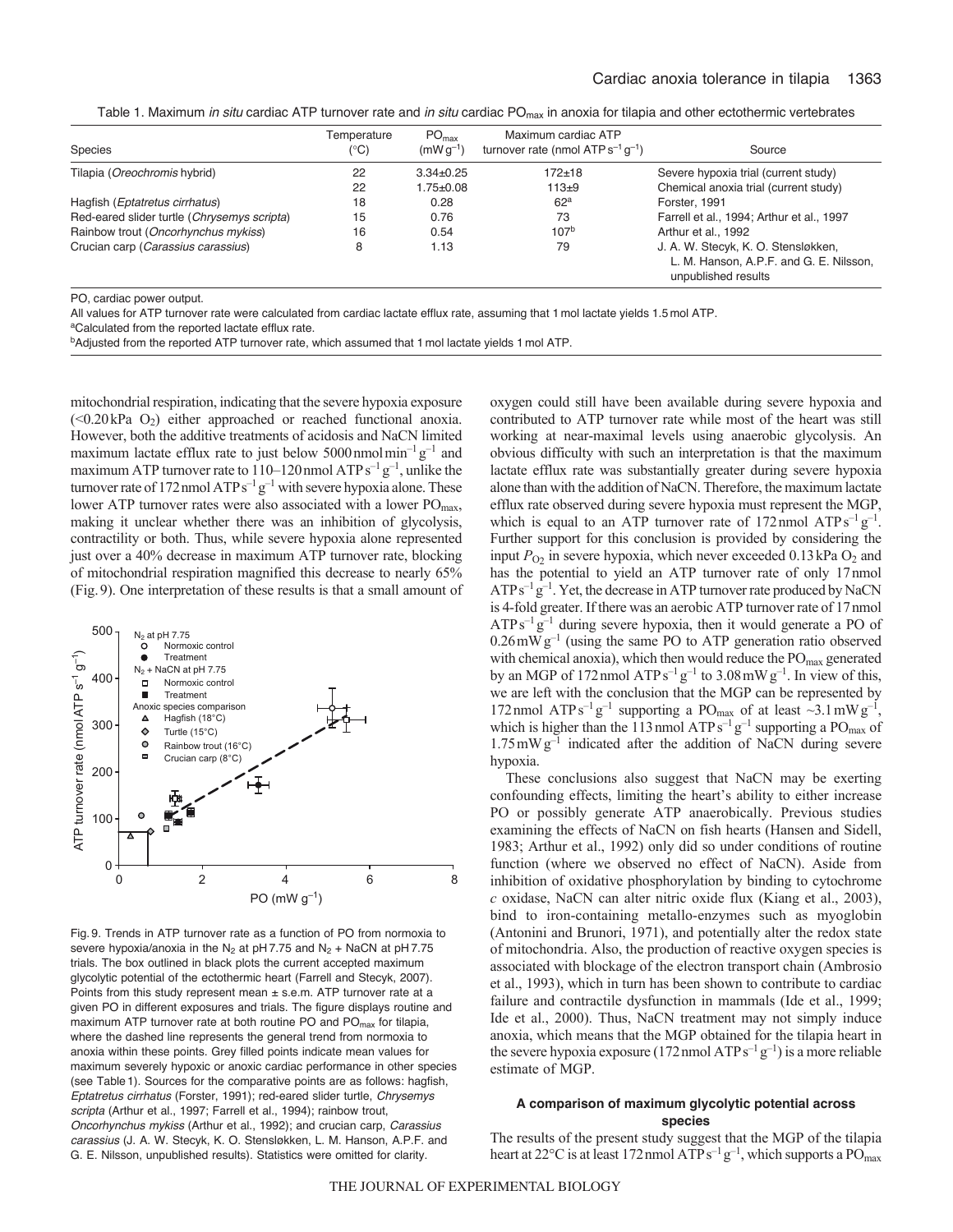Table 1. Maximum *in situ* cardiac ATP turnover rate and *in situ* cardiac $PO_{max}$ in anoxia for tilapia and other ectothermic vertebrates

| Species | Temperature (°C) | $PO_{max}$ ($mW\,g^{-1}$) | Maximum cardiac ATP turnover rate (nmol ATP $s^{-1}\,g^{-1}$) | Source |
|---|---|---|---|---|
| Tilapia (*Oreochromis* hybrid) | 22 | 3.34±0.25 | 172±18 | Severe hypoxia trial (current study) |
| | 22 | 1.75±0.08 | 113±9 | Chemical anoxia trial (current study) |
| Hagfish (*Eptatretus cirrhatus*) | 18 | 0.28 | 62[a] | Forster, 1991 |
| Red-eared slider turtle (*Chrysemys scripta*) | 15 | 0.76 | 73 | Farrell et al., 1994; Arthur et al., 1997 |
| Rainbow trout (*Oncorhynchus mykiss*) | 16 | 0.54 | 107[b] | Arthur et al., 1992 |
| Crucian carp (*Carassius carassius*) | 8 | 1.13 | 79 | J. A. W. Stecyk, K. O. Stensløkken, L. M. Hanson, A.P.F. and G. E. Nilsson, unpublished results |

PO, cardiac power output.

All values for ATP turnover rate were calculated from cardiac lactate efflux rate, assuming that 1 mol lactate yields 1.5 mol ATP.

[a]Calculated from the reported lactate efflux rate.

[b]Adjusted from the reported ATP turnover rate, which assumed that 1 mol lactate yields 1 mol ATP.

mitochondrial respiration, indicating that the severe hypoxia exposure (<0.20 kPa $O_2$) either approached or reached functional anoxia. However, both the additive treatments of acidosis and NaCN limited maximum lactate efflux rate to just below 5000 nmol $min^{-1}\,g^{-1}$ and maximum ATP turnover rate to 110–120 nmol ATP $s^{-1}\,g^{-1}$, unlike the turnover rate of 172 nmol ATP $s^{-1}\,g^{-1}$ with severe hypoxia alone. These lower ATP turnover rates were also associated with a lower $PO_{max}$, making it unclear whether there was an inhibition of glycolysis, contractility or both. Thus, while severe hypoxia alone represented just over a 40% decrease in maximum ATP turnover rate, blocking of mitochondrial respiration magnified this decrease to nearly 65% (Fig. 9). One interpretation of these results is that a small amount of oxygen could still have been available during severe hypoxia and contributed to ATP turnover rate while most of the heart was still working at near-maximal levels using anaerobic glycolysis. An obvious difficulty with such an interpretation is that the maximum lactate efflux rate was substantially greater during severe hypoxia alone than with the addition of NaCN. Therefore, the maximum lactate efflux rate observed during severe hypoxia must represent the MGP, which is equal to an ATP turnover rate of 172 nmol ATP $s^{-1}\,g^{-1}$. Further support for this conclusion is provided by considering the input $P_{O_2}$ in severe hypoxia, which never exceeded 0.13 kPa $O_2$ and has the potential to yield an ATP turnover rate of only 17 nmol ATP $s^{-1}\,g^{-1}$. Yet, the decrease in ATP turnover rate produced by NaCN is 4-fold greater. If there was an aerobic ATP turnover rate of 17 nmol ATP $s^{-1}\,g^{-1}$ during severe hypoxia, then it would generate a PO of 0.26 mW $g^{-1}$ (using the same PO to ATP generation ratio observed with chemical anoxia), which then would reduce the $PO_{max}$ generated by an MGP of 172 nmol ATP $s^{-1}\,g^{-1}$ to 3.08 mW $g^{-1}$. In view of this, we are left with the conclusion that the MGP can be represented by 172 nmol ATP $s^{-1}\,g^{-1}$ supporting a $PO_{max}$ of at least ~3.1 mW $g^{-1}$, which is higher than the 113 nmol ATP $s^{-1}\,g^{-1}$ supporting a $PO_{max}$ of 1.75 mW $g^{-1}$ indicated after the addition of NaCN during severe hypoxia.

Fig. 9. Trends in ATP turnover rate as a function of PO from normoxia to severe hypoxia/anoxia in the $N_2$ at pH 7.75 and $N_2$ + NaCN at pH 7.75 trials. The box outlined in black plots the current accepted maximum glycolytic potential of the ectothermic heart (Farrell and Stecyk, 2007). Points from this study represent mean ± s.e.m. ATP turnover rate at a given PO in different exposures and trials. The figure displays routine and maximum ATP turnover rate at both routine PO and $PO_{max}$ for tilapia, where the dashed line represents the general trend from normoxia to anoxia within these points. Grey filled points indicate mean values for maximum severely hypoxic or anoxic cardiac performance in other species (see Table 1). Sources for the comparative points are as follows: hagfish, *Eptatretus cirrhatus* (Forster, 1991); red-eared slider turtle, *Chrysemys scripta* (Arthur et al., 1997; Farrell et al., 1994); rainbow trout, *Oncorhynchus mykiss* (Arthur et al., 1992); and crucian carp, *Carassius carassius* (J. A. W. Stecyk, K. O. Stensløkken, L. M. Hanson, A.P.F. and G. E. Nilsson, unpublished results). Statistics were omitted for clarity.

These conclusions also suggest that NaCN may be exerting confounding effects, limiting the heart's ability to either increase PO or possibly generate ATP anaerobically. Previous studies examining the effects of NaCN on fish hearts (Hansen and Sidell, 1983; Arthur et al., 1992) only did so under conditions of routine function (where we observed no effect of NaCN). Aside from inhibition of oxidative phosphorylation by binding to cytochrome *c* oxidase, NaCN can alter nitric oxide flux (Kiang et al., 2003), bind to iron-containing metallo-enzymes such as myoglobin (Antonini and Brunori, 1971), and potentially alter the redox state of mitochondria. Also, the production of reactive oxygen species is associated with blockage of the electron transport chain (Ambrosio et al., 1993), which in turn has been shown to contribute to cardiac failure and contractile dysfunction in mammals (Ide et al., 1999; Ide et al., 2000). Thus, NaCN treatment may not simply induce anoxia, which means that the MGP obtained for the tilapia heart in the severe hypoxia exposure (172 nmol ATP $s^{-1}\,g^{-1}$) is a more reliable estimate of MGP.

### A comparison of maximum glycolytic potential across species

The results of the present study suggest that the MGP of the tilapia heart at 22°C is at least 172 nmol ATP $s^{-1}\,g^{-1}$, which supports a $PO_{max}$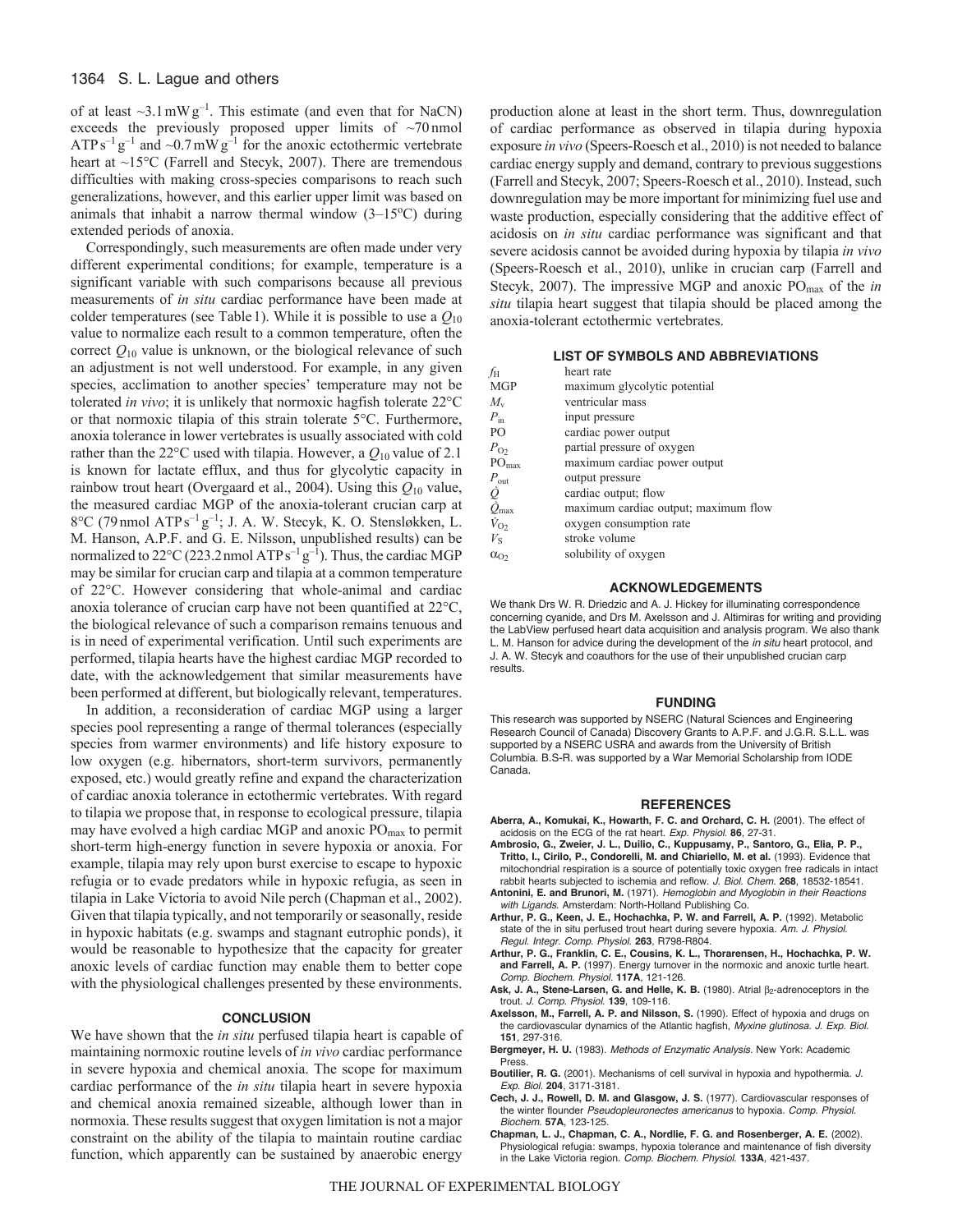of at least ~3.1 mW $g^{-1}$. This estimate (and even that for NaCN) exceeds the previously proposed upper limits of ~70 nmol ATP $s^{-1}$ $g^{-1}$ and ~0.7 mW $g^{-1}$ for the anoxic ectothermic vertebrate heart at ~15°C (Farrell and Stecyk, 2007). There are tremendous difficulties with making cross-species comparisons to reach such generalizations, however, and this earlier upper limit was based on animals that inhabit a narrow thermal window (3–15°C) during extended periods of anoxia.

Correspondingly, such measurements are often made under very different experimental conditions; for example, temperature is a significant variable with such comparisons because all previous measurements of *in situ* cardiac performance have been made at colder temperatures (see Table 1). While it is possible to use a $Q_{10}$ value to normalize each result to a common temperature, often the correct $Q_{10}$ value is unknown, or the biological relevance of such an adjustment is not well understood. For example, in any given species, acclimation to another species' temperature may not be tolerated *in vivo*; it is unlikely that normoxic hagfish tolerate 22°C or that normoxic tilapia of this strain tolerate 5°C. Furthermore, anoxia tolerance in lower vertebrates is usually associated with cold rather than the 22°C used with tilapia. However, a $Q_{10}$ value of 2.1 is known for lactate efflux, and thus for glycolytic capacity in rainbow trout heart (Overgaard et al., 2004). Using this $Q_{10}$ value, the measured cardiac MGP of the anoxia-tolerant crucian carp at 8°C (79 nmol ATP $s^{-1}$ $g^{-1}$; J. A. W. Stecyk, K. O. Stensløkken, L. M. Hanson, A.P.F. and G. E. Nilsson, unpublished results) can be normalized to 22°C (223.2 nmol ATP $s^{-1}$ $g^{-1}$). Thus, the cardiac MGP may be similar for crucian carp and tilapia at a common temperature of 22°C. However considering that whole-animal and cardiac anoxia tolerance of crucian carp have not been quantified at 22°C, the biological relevance of such a comparison remains tenuous and is in need of experimental verification. Until such experiments are performed, tilapia hearts have the highest cardiac MGP recorded to date, with the acknowledgement that similar measurements have been performed at different, but biologically relevant, temperatures.

In addition, a reconsideration of cardiac MGP using a larger species pool representing a range of thermal tolerances (especially species from warmer environments) and life history exposure to low oxygen (e.g. hibernators, short-term survivors, permanently exposed, etc.) would greatly refine and expand the characterization of cardiac anoxia tolerance in ectothermic vertebrates. With regard to tilapia we propose that, in response to ecological pressure, tilapia may have evolved a high cardiac MGP and anoxic $PO_{max}$ to permit short-term high-energy function in severe hypoxia or anoxia. For example, tilapia may rely upon burst exercise to escape to hypoxic refugia or to evade predators while in hypoxic refugia, as seen in tilapia in Lake Victoria to avoid Nile perch (Chapman et al., 2002). Given that tilapia typically, and not temporarily or seasonally, reside in hypoxic habitats (e.g. swamps and stagnant eutrophic ponds), it would be reasonable to hypothesize that the capacity for greater anoxic levels of cardiac function may enable them to better cope with the physiological challenges presented by these environments.

## CONCLUSION

We have shown that the *in situ* perfused tilapia heart is capable of maintaining normoxic routine levels of *in vivo* cardiac performance in severe hypoxia and chemical anoxia. The scope for maximum cardiac performance of the *in situ* tilapia heart in severe hypoxia and chemical anoxia remained sizeable, although lower than in normoxia. These results suggest that oxygen limitation is not a major constraint on the ability of the tilapia to maintain routine cardiac function, which apparently can be sustained by anaerobic energy production alone at least in the short term. Thus, downregulation of cardiac performance as observed in tilapia during hypoxia exposure *in vivo* (Speers-Roesch et al., 2010) is not needed to balance cardiac energy supply and demand, contrary to previous suggestions (Farrell and Stecyk, 2007; Speers-Roesch et al., 2010). Instead, such downregulation may be more important for minimizing fuel use and waste production, especially considering that the additive effect of acidosis on *in situ* cardiac performance was significant and that severe acidosis cannot be avoided during hypoxia by tilapia *in vivo* (Speers-Roesch et al., 2010), unlike in crucian carp (Farrell and Stecyk, 2007). The impressive MGP and anoxic $PO_{max}$ of the *in situ* tilapia heart suggest that tilapia should be placed among the anoxia-tolerant ectothermic vertebrates.

## LIST OF SYMBOLS AND ABBREVIATIONS

| | |
|---|---|
| $f_H$ | heart rate |
| MGP | maximum glycolytic potential |
| $M_v$ | ventricular mass |
| $P_{in}$ | input pressure |
| PO | cardiac power output |
| $P_{O_2}$ | partial pressure of oxygen |
| $PO_{max}$ | maximum cardiac power output |
| $P_{out}$ | output pressure |
| $\dot{Q}$ | cardiac output; flow |
| $\dot{Q}_{max}$ | maximum cardiac output; maximum flow |
| $\dot{V}_{O_2}$ | oxygen consumption rate |
| $V_S$ | stroke volume |
| $\alpha_{O_2}$ | solubility of oxygen |

## ACKNOWLEDGEMENTS

We thank Drs W. R. Driedzic and A. J. Hickey for illuminating correspondence concerning cyanide, and Drs M. Axelsson and J. Altimiras for writing and providing the LabView perfused heart data acquisition and analysis program. We also thank L. M. Hanson for advice during the development of the *in situ* heart protocol, and J. A. W. Stecyk and coauthors for the use of their unpublished crucian carp results.

## FUNDING

This research was supported by NSERC (Natural Sciences and Engineering Research Council of Canada) Discovery Grants to A.P.F. and J.G.R. S.L.L. was supported by a NSERC USRA and awards from the University of British Columbia. B.S-R. was supported by a War Memorial Scholarship from IODE Canada.

## REFERENCES

**Aberra, A., Komukai, K., Howarth, F. C. and Orchard, C. H.** (2001). The effect of acidosis on the ECG of the rat heart. *Exp. Physiol.* **86**, 27-31.

**Ambrosio, G., Zweier, J. L., Duilio, C., Kuppusamy, P., Santoro, G., Elia, P. P., Tritto, I., Cirilo, P., Condorelli, M. and Chiariello, M. et al.** (1993). Evidence that mitochondrial respiration is a source of potentially toxic oxygen free radicals in intact rabbit hearts subjected to ischemia and reflow. *J. Biol. Chem.* **268**, 18532-18541.

**Antonini, E. and Brunori, M.** (1971). *Hemoglobin and Myoglobin in their Reactions with Ligands*. Amsterdam: North-Holland Publishing Co.

**Arthur, P. G., Keen, J. E., Hochachka, P. W. and Farrell, A. P.** (1992). Metabolic state of the in situ perfused trout heart during severe hypoxia. *Am. J. Physiol. Regul. Integr. Comp. Physiol.* **263**, R798-R804.

**Arthur, P. G., Franklin, C. E., Cousins, K. L., Thorarensen, H., Hochachka, P. W. and Farrell, A. P.** (1997). Energy turnover in the normoxic and anoxic turtle heart. *Comp. Biochem. Physiol.* **117A**, 121-126.

**Ask, J. A., Stene-Larsen, G. and Helle, K. B.** (1980). Atrial $\beta_2$-adrenoceptors in the trout. *J. Comp. Physiol.* **139**, 109-116.

**Axelsson, M., Farrell, A. P. and Nilsson, S.** (1990). Effect of hypoxia and drugs on the cardiovascular dynamics of the Atlantic hagfish, *Myxine glutinosa*. *J. Exp. Biol.* **151**, 297-316.

**Bergmeyer, H. U.** (1983). *Methods of Enzymatic Analysis*. New York: Academic Press.

**Boutilier, R. G.** (2001). Mechanisms of cell survival in hypoxia and hypothermia. *J. Exp. Biol.* **204**, 3171-3181.

**Cech, J. J., Rowell, D. M. and Glasgow, J. S.** (1977). Cardiovascular responses of the winter flounder *Pseudopleuronectes americanus* to hypoxia. *Comp. Physiol. Biochem.* **57A**, 123-125.

**Chapman, L. J., Chapman, C. A., Nordlie, F. G. and Rosenberger, A. E.** (2002). Physiological refugia: swamps, hypoxia tolerance and maintenance of fish diversity in the Lake Victoria region. *Comp. Biochem. Physiol.* **133A**, 421-437.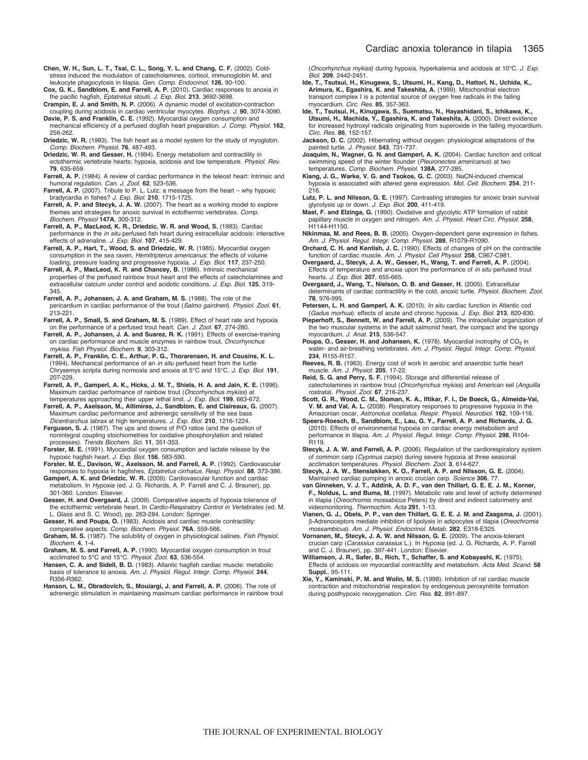**Chen, W. H., Sun, L. T., Tsai, C. L., Song, Y. L. and Chang, C. F.** (2002). Cold-stress induced the modulation of catecholamines, cortisol, immunoglobin M, and leukocyte phagocytosis in tilapia. *Gen. Comp. Endocrinol.* **126**, 90-100.

**Cox, G. K., Sandblom, E. and Farrell, A. P.** (2010). Cardiac responses to anoxia in the pacific hagfish, *Eptatretus stoutii*. *J. Exp. Biol.* **213**, 3692-3698.

**Crampin, E. J. and Smith, N. P.** (2006). A dynamic model of excitation-contraction coupling during acidosis in cardiac ventricular myocytes. *Biophys. J.* **90**, 3074-3090.

**Davie, P. S. and Franklin, C. E.** (1992). Myocardial oxygen consumption and mechanical efficiency of a perfused dogfish heart preparation. *J. Comp. Physiol.* **162**, 256-262.

**Driedzic, W. R.** (1983). The fish heart as a model system for the study of myoglobin. *Comp. Biochem. Physiol.* **76**, 487-493.

**Driedzic, W. R. and Gesser, H.** (1994). Energy metabolism and contractility in ectothermic vertebrate hearts: hypoxia, acidosis and low temperature. *Physiol. Rev.* **79**, 635-659.

**Farrell, A. P.** (1984). A review of cardiac performance in the teleost heart: Intrinsic and humoral regulation. *Can. J. Zool.* **62**, 523-536.

**Farrell, A. P.** (2007). Tribute to P. L. Lutz: a message from the heart – why hypoxic bradycardia in fishes? *J. Exp. Biol.* **210**, 1715-1725.

**Farrell, A. P. and Stecyk, J. A. W.** (2007). The heart as a working model to explore themes and strategies for anoxic survival in ectothermic vertebrates. *Comp. Biochem. Physiol* **147A**, 300-312.

**Farrell, A. P., MacLeod, K. R., Driedzic, W. R. and Wood, S.** (1983). Cardiac performance in the *in situ* perfused fish heart during extracellular acidosis: interactive effects of adrenaline. *J. Exp. Biol.* **107**, 415-429.

**Farrell, A. P., Hart, T., Wood, S. and Driedzic, W. R.** (1985). Myocardial oxygen consumption in the sea raven, *Hemitripterus americanus*: the effects of volume loading, pressure loading and progressive hypoxia. *J. Exp. Biol.* **117**, 237-250.

**Farrell, A. P., MacLeod, K. R. and Chancey, B.** (1986). Intrinsic mechanical properties of the perfused rainbow trout heart and the effects of catecholamines and extracellular calcium under control and acidotic conditions. *J. Exp. Biol.* **125**, 319-345.

**Farrell, A. P., Johansen, J. A. and Graham, M. S.** (1988). The role of the pericardium in cardiac performance of the trout (*Salmo gairdneri*). *Physiol. Zool.* **61**, 213-221.

**Farrell, A. P., Small, S. and Graham, M. S.** (1989). Effect of heart rate and hypoxia on the performance of a perfused trout heart. *Can. J. Zool.* **67**, 274-280.

**Farrell, A. P., Johansen, J. A. and Suarez, R. K.** (1991). Effects of exercise-training on cardiac performance and muscle enzymes in rainbow trout, *Oncorhynchus mykiss*. *Fish Physiol. Biochem.* **9**, 303-312.

**Farrell, A. P., Franklin, C. E., Arthur, P. G., Thorarensen, H. and Cousins, K. L.** (1994). Mechanical performance of an *in situ* perfused heart from the turtle Chrysemys scripta during normoxia and anoxia at 5°C and 15°C. *J. Exp. Biol.* **191**, 207-229.

**Farrell, A. P., Gamperl, A. K., Hicks, J. M. T., Shiels, H. A. and Jain, K. E.** (1996). Maximum cardiac performance of rainbow trout (*Oncorhynchus mykiss*) at temperatures approaching their upper lethal limit. *J. Exp. Biol.* **199**, 663-672.

**Farrell, A. P., Axelsson, M., Altimiras, J., Sandblom, E. and Claireaux, G.** (2007). Maximum cardiac performance and adrenergic sensitivity of the sea bass *Dicentrarchus labrax* at high temperatures. *J. Exp. Biol.* **210**, 1216-1224.

**Ferguson, S. J.** (1987). The ups and downs of P/O ratios (and the question of nonintegral coupling stoichiometries for oxidative phosphorylation and related processes). *Trends Biochem. Sci.* **11**, 351-353.

**Forster, M. E.** (1991). Myocardial oxygen consumption and lactate release by the hypoxic hagfish heart. *J. Exp. Biol.* **156**, 583-590.

**Forster, M. E., Davison, W., Axelsson, M. and Farrell, A. P.** (1992). Cardiovascular responses to hypoxia in hagfishes, *Eptatretus cirrhatus*. *Resp. Physiol.* **88**, 373-386.

**Gamperl, A. K. and Driedzic, W. R.** (2009). Cardiovascular function and cardiac metabolism. In *Hypoxia* (ed. J. G. Richards, A. P. Farrell and C. J. Brauner), pp. 301-360. London: Elsevier.

**Gesser, H. and Overgaard, J.** (2009). Comparative aspects of hypoxia tolerance of the ectothermic vertebrate heart. In *Cardio-Respiratory Control in Vertebrates* (ed. M. L. Glass and S. C. Wood), pp. 263-284. London: Springer.

**Gesser, H. and Poupa, O.** (1983). Acidosis and cardiac muscle contractility: comparative aspects. *Comp. Biochem. Physiol.* **76A**, 559-566.

**Graham, M. S.** (1987). The solubility of oxygen in physiological salines. *Fish Physiol. Biochem.* **4**, 1-4.

**Graham, M. S. and Farrell, A. P.** (1990). Myocardial oxygen consumption in trout acclimated to 5°C and 15°C. *Physiol. Zool.* **63**, 536-554.

**Hansen, C. A. and Sidell, B. D.** (1983). Atlantic hagfish cardiac muscle: metabolic basis of tolerance to anoxia. *Am. J. Physiol. Regul. Integr. Comp. Physiol.* **244**, R356-R362.

**Hanson, L. M., Obradovich, S., Mouiargi, J. and Farrell, A. P.** (2006). The role of adrenergic stimulation in maintaining maximum cardiac performance in rainbow trout (*Oncorhynchus mykiss*) during hypoxia, hyperkalemia and acidosis at 10°C. *J. Exp. Biol.* **209**, 2442-2451.

**Ide, T., Tsutsui, H., Kinugawa, S., Utsumi, H., Kang, D., Hattori, N., Uchida, K., Arimura, K., Egashira, K. and Takeshita, A.** (1999). Mitochondrial electron transport complex I is a potential source of oxygen free radicals in the failing myocardium. *Circ. Res.* **85**, 357-363.

**Ide, T., Tsutsui, H., Kinugawa, S., Suematsu, N., Hayashidani, S., Ichikawa, K., Utsumi, H., Machida, Y., Egashira, K. and Takeshita, A.** (2000). Direct evidence for increased hydroxyl radicals originating from superoxide in the failing myocardium. *Circ. Res.* **86**, 152-157.

**Jackson, D. C.** (2002). Hibernating without oxygen: physiological adaptations of the painted turtle. *J. Physiol.* **543**, 731-737.

**Joaquim, N., Wagner, G. N. and Gamperl, A. K.** (2004). Cardiac function and critical swimming speed of the winter flounder (*Pleuronectes americanus*) at two temperatures. *Comp. Biochem. Physiol.* **138A**, 277-285.

**Kiang, J. G., Warke, V. G. and Tsokos, G. C.** (2003). NaCN-induced chemical hypoxia is associated with altered gene expression. *Mol. Cell. Biochem.* **254**, 211-216.

**Lutz, P. L. and Nilsson, G. E.** (1997). Contrasting strategies for anoxic brain survival glycolysis up or down. *J. Exp. Biol.* **200**, 411-419.

**Mast, F. and Elzinga, G.** (1990). Oxidative and glycolytic ATP formation of rabbit papillary muscle in oxygen and nitrogen. *Am. J. Physiol. Heart Circ. Physiol.* **258**, H1144-H1150.

**Nikinmaa, M. and Rees, B. B.** (2005). Oxygen-dependent gene expression in fishes. *Am. J. Physiol. Regul. Integr. Comp. Physiol.* **288**, R1079-R1090.

**Orchard, C. H. and Kentish, J. C.** (1990). Effects of changes of pH on the contractile function of cardiac muscle. *Am. J. Physiol. Cell Physiol.* **258**, C967-C981.

**Overgaard, J., Stecyk, J. A. W., Gesser, H., Wang, T. and Farrell, A. P.** (2004). Effects of temperature and anoxia upon the performance of *in situ* perfused trout hearts. *J. Exp. Biol.* **207**, 655-665.

**Overgaard, J., Wang, T., Nielson, O. B. and Gesser, H.** (2005). Extracellular determinants of cardiac contractility in the cold, anoxic turtle. *Physiol. Biochem. Zool.* **78**, 976-995.

**Petersen, L. H. and Gamperl, A. K.** (2010). *In situ* cardiac function in Atlantic cod (*Gadus morhua*): effects of acute and chronic hypoxia. *J. Exp. Biol.* **213**, 820-830.

**Pieperhoff, S., Bennett, W. and Farrell, A. P.** (2009). The intracellular organization of the two muscular systems in the adult salmonid heart, the compact and the spongy myocardium. *J. Anat.* **215**, 536-547.

**Poupa, O., Gesser, H. and Johansen, K.** (1978). Myocardial inotropy of $CO_2$ in water- and air-breathing vertebrates. *Am. J. Physiol. Regul. Integr. Comp. Physiol.* **234**, R155-R157.

**Reeves, R. B.** (1963). Energy cost of work in aerobic and anaerobic turtle heart muscle. *Am. J. Physiol.* **205**, 17-22.

**Reid, S. G. and Perry, S. F.** (1994). Storage and differential release of catecholamines in rainbow trout (*Oncorhynchus mykiss*) and American eel (*Anguilla rostrata*). *Physiol. Zool.* **67**, 216-237.

**Scott, G. R., Wood, C. M., Sloman, K. A., Iftikar, F. I., De Boeck, G., Almeida-Val, V. M. and Val, A. L.** (2008). Respiratory responses to progressive hypoxia in the Amazonian oscar, *Astronotus ocellatus*. *Respir. Physiol. Neurobiol.* **162**, 109-116.

**Speers-Roesch, B., Sandblom, E., Lau, G. Y., Farrell, A. P. and Richards, J. G.** (2010). Effects of environmental hypoxia on cardiac energy metabolism and performance in tilapia. *Am. J. Physiol. Regul. Integr. Comp. Physiol.* **298**, R104-R119.

**Stecyk, J. A. W. and Farrell, A. P.** (2006). Regulation of the cardiorespiratory system of common carp (*Cyprinus carpio*) during severe hypoxia at three seasonal acclimation temperatures. *Physiol. Biochem. Zool.* **3**, 614-627.

**Stecyk, J. A. W., Stensløkken, K. O., Farrell, A. P. and Nilsson, G. E.** (2004). Maintained cardiac pumping in anoxic crucian carp. *Science* **306**, 77.

**van Ginneken, V. J. T., Addink, A. D. F., van den Thillart, G. E. E. J. M., Korner, F., Noldus, L. and Buma, M.** (1997). Metabolic rate and level of activity determined in tilapia (*Oreochromis mossabicus* Peters) by direct and indirect calorimetry and videomonitoring. *Thermochim. Acta* **291**, 1-13.

**Vianen, G. J., Obels, P. P., van den Thillart, G. E. E. J. M. and Zaagsma, J.** (2001). β-Adrenoceptors mediate inhibition of lipolysis in adipocytes of tilapia (*Oreochromis mossambicus*). *Am. J. Physiol. Endocrinol. Metab.* **282**, E318-E325.

**Vornanen, M., Stecyk, J. A. W. and Nilsson, G. E.** (2009). The anoxia-tolerant crucian carp (*Carassius carassius* L.). In *Hypoxia* (ed. J. G. Richards, A. P. Farrell and C. J. Brauner), pp. 397-441. London: Elsevier.

**Williamson, J. R., Safer, B., Rich, T., Schaffer, S. and Kobayashi, K.** (1975). Effects of acidosis on myocardial contractility and metabolism. *Acta Med. Scand.* **58 Suppl.**, 95-111.

**Xie, Y., Kaminski, P. M. and Wolin, M. S.** (1998). Inhibition of rat cardiac muscle contraction and mitochondrial respiration by endogenous peroxynitrite formation during posthypoxic reoxygenation. *Circ. Res.* **82**, 891-897.